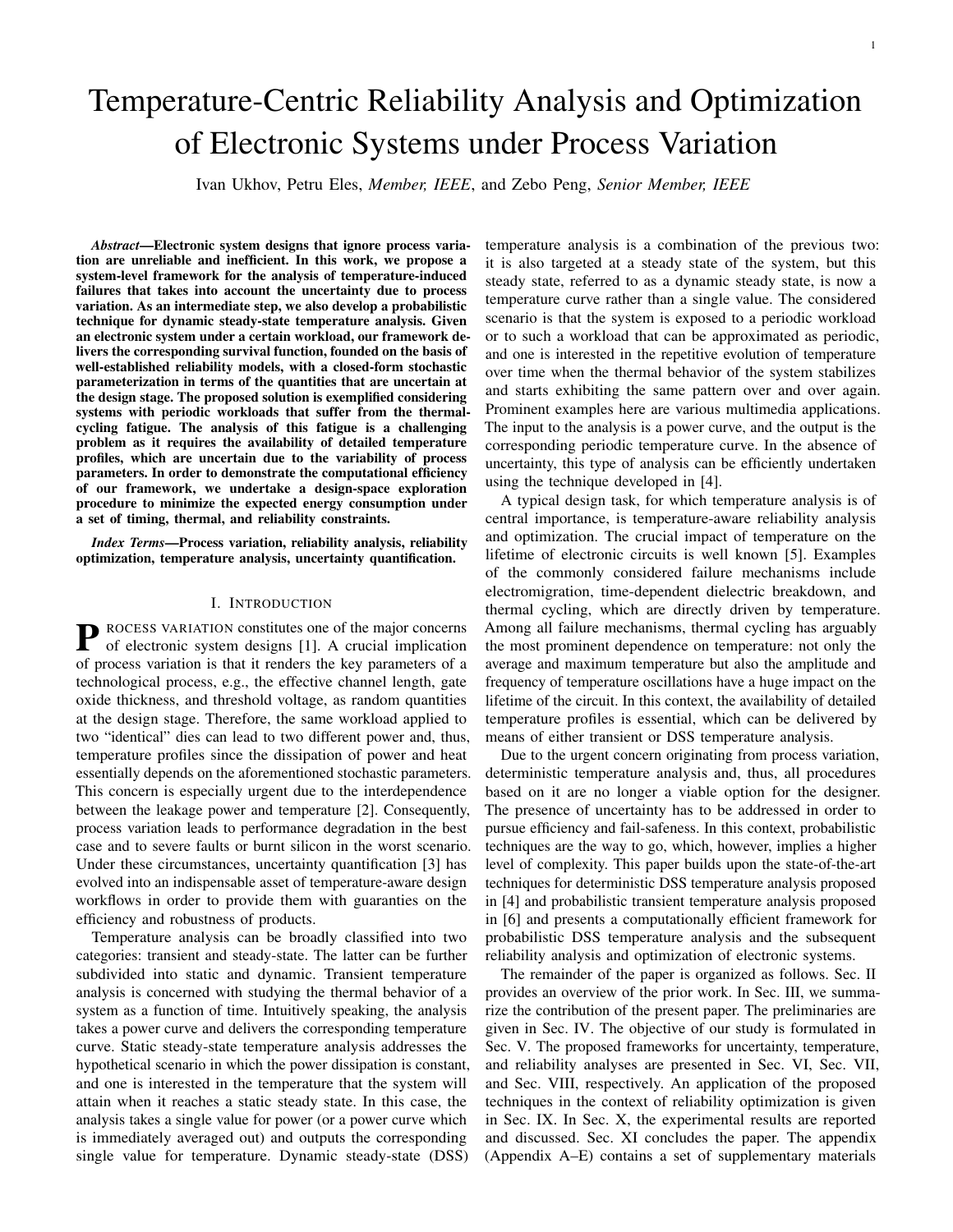# Temperature-Centric Reliability Analysis and Optimization of Electronic Systems under Process Variation

Ivan Ukhov, Petru Eles, *Member, IEEE*, and Zebo Peng, *Senior Member, IEEE*

***Abstract*—Electronic system designs that ignore process variation are unreliable and inefficient. In this work, we propose a system-level framework for the analysis of temperature-induced failures that takes into account the uncertainty due to process variation. As an intermediate step, we also develop a probabilistic technique for dynamic steady-state temperature analysis. Given an electronic system under a certain workload, our framework delivers the corresponding survival function, founded on the basis of well-established reliability models, with a closed-form stochastic parameterization in terms of the quantities that are uncertain at the design stage. The proposed solution is exemplified considering systems with periodic workloads that suffer from the thermal-cycling fatigue. The analysis of this fatigue is a challenging problem as it requires the availability of detailed temperature profiles, which are uncertain due to the variability of process parameters. In order to demonstrate the computational efficiency of our framework, we undertake a design-space exploration procedure to minimize the expected energy consumption under a set of timing, thermal, and reliability constraints.**

***Index Terms*—Process variation, reliability analysis, reliability optimization, temperature analysis, uncertainty quantification.**

## I. Introduction

PROCESS VARIATION constitutes one of the major concerns of electronic system designs [1]. A crucial implication of process variation is that it renders the key parameters of a technological process, e.g., the effective channel length, gate oxide thickness, and threshold voltage, as random quantities at the design stage. Therefore, the same workload applied to two "identical" dies can lead to two different power and, thus, temperature profiles since the dissipation of power and heat essentially depends on the aforementioned stochastic parameters. This concern is especially urgent due to the interdependence between the leakage power and temperature [2]. Consequently, process variation leads to performance degradation in the best case and to severe faults or burnt silicon in the worst scenario. Under these circumstances, uncertainty quantification [3] has evolved into an indispensable asset of temperature-aware design workflows in order to provide them with guaranties on the efficiency and robustness of products.

Temperature analysis can be broadly classified into two categories: transient and steady-state. The latter can be further subdivided into static and dynamic. Transient temperature analysis is concerned with studying the thermal behavior of a system as a function of time. Intuitively speaking, the analysis takes a power curve and delivers the corresponding temperature curve. Static steady-state temperature analysis addresses the hypothetical scenario in which the power dissipation is constant, and one is interested in the temperature that the system will attain when it reaches a static steady state. In this case, the analysis takes a single value for power (or a power curve which is immediately averaged out) and outputs the corresponding single value for temperature. Dynamic steady-state (DSS) temperature analysis is a combination of the previous two: it is also targeted at a steady state of the system, but this steady state, referred to as a dynamic steady state, is now a temperature curve rather than a single value. The considered scenario is that the system is exposed to a periodic workload or to such a workload that can be approximated as periodic, and one is interested in the repetitive evolution of temperature over time when the thermal behavior of the system stabilizes and starts exhibiting the same pattern over and over again. Prominent examples here are various multimedia applications. The input to the analysis is a power curve, and the output is the corresponding periodic temperature curve. In the absence of uncertainty, this type of analysis can be efficiently undertaken using the technique developed in [4].

A typical design task, for which temperature analysis is of central importance, is temperature-aware reliability analysis and optimization. The crucial impact of temperature on the lifetime of electronic circuits is well known [5]. Examples of the commonly considered failure mechanisms include electromigration, time-dependent dielectric breakdown, and thermal cycling, which are directly driven by temperature. Among all failure mechanisms, thermal cycling has arguably the most prominent dependence on temperature: not only the average and maximum temperature but also the amplitude and frequency of temperature oscillations have a huge impact on the lifetime of the circuit. In this context, the availability of detailed temperature profiles is essential, which can be delivered by means of either transient or DSS temperature analysis.

Due to the urgent concern originating from process variation, deterministic temperature analysis and, thus, all procedures based on it are no longer a viable option for the designer. The presence of uncertainty has to be addressed in order to pursue efficiency and fail-safeness. In this context, probabilistic techniques are the way to go, which, however, implies a higher level of complexity. This paper builds upon the state-of-the-art techniques for deterministic DSS temperature analysis proposed in [4] and probabilistic transient temperature analysis proposed in [6] and presents a computationally efficient framework for probabilistic DSS temperature analysis and the subsequent reliability analysis and optimization of electronic systems.

The remainder of the paper is organized as follows. Sec. II provides an overview of the prior work. In Sec. III, we summarize the contribution of the present paper. The preliminaries are given in Sec. IV. The objective of our study is formulated in Sec. V. The proposed frameworks for uncertainty, temperature, and reliability analyses are presented in Sec. VI, Sec. VII, and Sec. VIII, respectively. An application of the proposed techniques in the context of reliability optimization is given in Sec. IX. In Sec. X, the experimental results are reported and discussed. Sec. XI concludes the paper. The appendix (Appendix A–E) contains a set of supplementary materials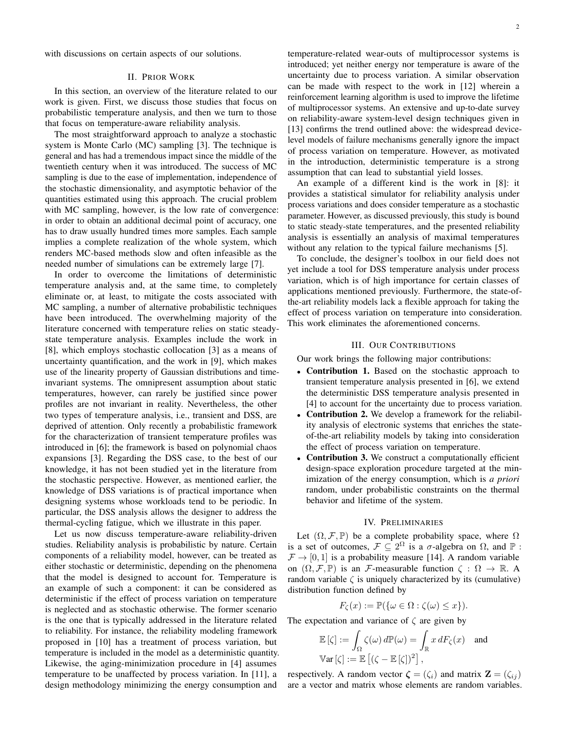with discussions on certain aspects of our solutions.

## II. Prior Work

In this section, an overview of the literature related to our work is given. First, we discuss those studies that focus on probabilistic temperature analysis, and then we turn to those that focus on temperature-aware reliability analysis.

The most straightforward approach to analyze a stochastic system is Monte Carlo (MC) sampling [3]. The technique is general and has had a tremendous impact since the middle of the twentieth century when it was introduced. The success of MC sampling is due to the ease of implementation, independence of the stochastic dimensionality, and asymptotic behavior of the quantities estimated using this approach. The crucial problem with MC sampling, however, is the low rate of convergence: in order to obtain an additional decimal point of accuracy, one has to draw usually hundred times more samples. Each sample implies a complete realization of the whole system, which renders MC-based methods slow and often infeasible as the needed number of simulations can be extremely large [7].

In order to overcome the limitations of deterministic temperature analysis and, at the same time, to completely eliminate or, at least, to mitigate the costs associated with MC sampling, a number of alternative probabilistic techniques have been introduced. The overwhelming majority of the literature concerned with temperature relies on static steady-state temperature analysis. Examples include the work in [8], which employs stochastic collocation [3] as a means of uncertainty quantification, and the work in [9], which makes use of the linearity property of Gaussian distributions and time-invariant systems. The omnipresent assumption about static temperatures, however, can rarely be justified since power profiles are not invariant in reality. Nevertheless, the other two types of temperature analysis, i.e., transient and DSS, are deprived of attention. Only recently a probabilistic framework for the characterization of transient temperature profiles was introduced in [6]; the framework is based on polynomial chaos expansions [3]. Regarding the DSS case, to the best of our knowledge, it has not been studied yet in the literature from the stochastic perspective. However, as mentioned earlier, the knowledge of DSS variations is of practical importance when designing systems whose workloads tend to be periodic. In particular, the DSS analysis allows the designer to address the thermal-cycling fatigue, which we illustrate in this paper.

Let us now discuss temperature-aware reliability-driven studies. Reliability analysis is probabilistic by nature. Certain components of a reliability model, however, can be treated as either stochastic or deterministic, depending on the phenomena that the model is designed to account for. Temperature is an example of such a component: it can be considered as deterministic if the effect of process variation on temperature is neglected and as stochastic otherwise. The former scenario is the one that is typically addressed in the literature related to reliability. For instance, the reliability modeling framework proposed in [10] has a treatment of process variation, but temperature is included in the model as a deterministic quantity. Likewise, the aging-minimization procedure in [4] assumes temperature to be unaffected by process variation. In [11], a design methodology minimizing the energy consumption and temperature-related wear-outs of multiprocessor systems is introduced; yet neither energy nor temperature is aware of the uncertainty due to process variation. A similar observation can be made with respect to the work in [12] wherein a reinforcement learning algorithm is used to improve the lifetime of multiprocessor systems. An extensive and up-to-date survey on reliability-aware system-level design techniques given in [13] confirms the trend outlined above: the widespread device-level models of failure mechanisms generally ignore the impact of process variation on temperature. However, as motivated in the introduction, deterministic temperature is a strong assumption that can lead to substantial yield losses.

An example of a different kind is the work in [8]: it provides a statistical simulator for reliability analysis under process variations and does consider temperature as a stochastic parameter. However, as discussed previously, this study is bound to static steady-state temperatures, and the presented reliability analysis is essentially an analysis of maximal temperatures without any relation to the typical failure mechanisms [5].

To conclude, the designer's toolbox in our field does not yet include a tool for DSS temperature analysis under process variation, which is of high importance for certain classes of applications mentioned previously. Furthermore, the state-of-the-art reliability models lack a flexible approach for taking the effect of process variation on temperature into consideration. This work eliminates the aforementioned concerns.

## III. Our Contributions

Our work brings the following major contributions:

- **Contribution 1.** Based on the stochastic approach to transient temperature analysis presented in [6], we extend the deterministic DSS temperature analysis presented in [4] to account for the uncertainty due to process variation.
- **Contribution 2.** We develop a framework for the reliability analysis of electronic systems that enriches the state-of-the-art reliability models by taking into consideration the effect of process variation on temperature.
- **Contribution 3.** We construct a computationally efficient design-space exploration procedure targeted at the minimization of the energy consumption, which is *a priori* random, under probabilistic constraints on the thermal behavior and lifetime of the system.

## IV. Preliminaries

Let $(\Omega, \mathcal{F}, \mathbb{P})$ be a complete probability space, where $\Omega$ is a set of outcomes, $\mathcal{F} \subseteq 2^{\Omega}$ is a $\sigma$-algebra on $\Omega$, and $\mathbb{P} : \mathcal{F} \to [0, 1]$ is a probability measure [14]. A random variable on $(\Omega, \mathcal{F}, \mathbb{P})$ is an $\mathcal{F}$-measurable function $\zeta : \Omega \to \mathbb{R}$. A random variable $\zeta$ is uniquely characterized by its (cumulative) distribution function defined by

$$F_{\zeta}(x) := \mathbb{P}(\{\omega \in \Omega : \zeta(\omega) \leq x\}).$$

The expectation and variance of $\zeta$ are given by

$$\mathbb{E}[\zeta] := \int_{\Omega} \zeta(\omega)\, d\mathbb{P}(\omega) = \int_{\mathbb{R}} x\, dF_{\zeta}(x) \quad \text{and}$$
$$\mathbb{V}\mathrm{ar}[\zeta] := \mathbb{E}\left[(\zeta - \mathbb{E}[\zeta])^2\right],$$

respectively. A random vector $\boldsymbol{\zeta} = (\zeta_i)$ and matrix $\mathbf{Z} = (\zeta_{ij})$ are a vector and matrix whose elements are random variables.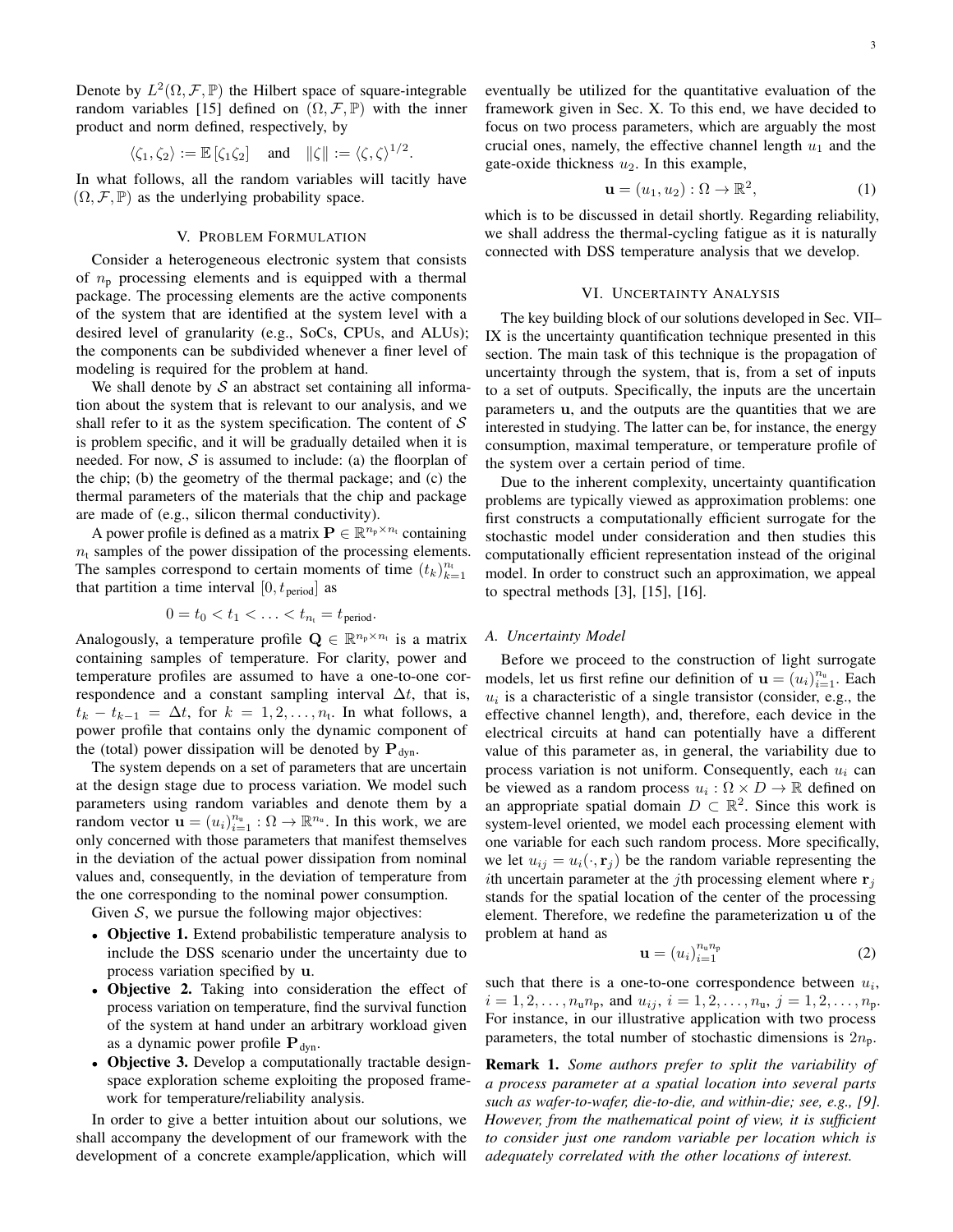Denote by $L^2(\Omega, \mathcal{F}, \mathbb{P})$ the Hilbert space of square-integrable random variables [15] defined on $(\Omega, \mathcal{F}, \mathbb{P})$ with the inner product and norm defined, respectively, by

$$\langle \zeta_1, \zeta_2 \rangle := \mathbb{E}\left[\zeta_1 \zeta_2\right] \quad \text{and} \quad \|\zeta\| := \langle \zeta, \zeta \rangle^{1/2}.$$

In what follows, all the random variables will tacitly have $(\Omega, \mathcal{F}, \mathbb{P})$ as the underlying probability space.

## V. Problem Formulation

Consider a heterogeneous electronic system that consists of $n_\text{p}$ processing elements and is equipped with a thermal package. The processing elements are the active components of the system that are identified at the system level with a desired level of granularity (e.g., SoCs, CPUs, and ALUs); the components can be subdivided whenever a finer level of modeling is required for the problem at hand.

We shall denote by $\mathcal{S}$ an abstract set containing all information about the system that is relevant to our analysis, and we shall refer to it as the system specification. The content of $\mathcal{S}$ is problem specific, and it will be gradually detailed when it is needed. For now, $\mathcal{S}$ is assumed to include: (a) the floorplan of the chip; (b) the geometry of the thermal package; and (c) the thermal parameters of the materials that the chip and package are made of (e.g., silicon thermal conductivity).

A power profile is defined as a matrix $\mathbf{P} \in \mathbb{R}^{n_\text{p} \times n_\text{t}}$ containing $n_\text{t}$ samples of the power dissipation of the processing elements. The samples correspond to certain moments of time $(t_k)_{k=1}^{n_\text{t}}$ that partition a time interval $[0, t_\text{period}]$ as

$$0 = t_0 < t_1 < \ldots < t_{n_\text{t}} = t_\text{period}.$$

Analogously, a temperature profile $\mathbf{Q} \in \mathbb{R}^{n_\text{p} \times n_\text{t}}$ is a matrix containing samples of temperature. For clarity, power and temperature profiles are assumed to have a one-to-one correspondence and a constant sampling interval $\Delta t$, that is, $t_k - t_{k-1} = \Delta t$, for $k = 1, 2, \ldots, n_\text{t}$. In what follows, a power profile that contains only the dynamic component of the (total) power dissipation will be denoted by $\mathbf{P}_\text{dyn}$.

The system depends on a set of parameters that are uncertain at the design stage due to process variation. We model such parameters using random variables and denote them by a random vector $\mathbf{u} = (u_i)_{i=1}^{n_\text{u}} : \Omega \to \mathbb{R}^{n_\text{u}}$. In this work, we are only concerned with those parameters that manifest themselves in the deviation of the actual power dissipation from nominal values and, consequently, in the deviation of temperature from the one corresponding to the nominal power consumption.

Given $\mathcal{S}$, we pursue the following major objectives:

- **Objective 1.** Extend probabilistic temperature analysis to include the DSS scenario under the uncertainty due to process variation specified by $\mathbf{u}$.
- **Objective 2.** Taking into consideration the effect of process variation on temperature, find the survival function of the system at hand under an arbitrary workload given as a dynamic power profile $\mathbf{P}_\text{dyn}$.
- **Objective 3.** Develop a computationally tractable design-space exploration scheme exploiting the proposed framework for temperature/reliability analysis.

In order to give a better intuition about our solutions, we shall accompany the development of our framework with the development of a concrete example/application, which will eventually be utilized for the quantitative evaluation of the framework given in Sec. X. To this end, we have decided to focus on two process parameters, which are arguably the most crucial ones, namely, the effective channel length $u_1$ and the gate-oxide thickness $u_2$. In this example,

$$\mathbf{u} = (u_1, u_2) : \Omega \to \mathbb{R}^2, \tag{1}$$

which is to be discussed in detail shortly. Regarding reliability, we shall address the thermal-cycling fatigue as it is naturally connected with DSS temperature analysis that we develop.

## VI. Uncertainty Analysis

The key building block of our solutions developed in Sec. VII–IX is the uncertainty quantification technique presented in this section. The main task of this technique is the propagation of uncertainty through the system, that is, from a set of inputs to a set of outputs. Specifically, the inputs are the uncertain parameters $\mathbf{u}$, and the outputs are the quantities that we are interested in studying. The latter can be, for instance, the energy consumption, maximal temperature, or temperature profile of the system over a certain period of time.

Due to the inherent complexity, uncertainty quantification problems are typically viewed as approximation problems: one first constructs a computationally efficient surrogate for the stochastic model under consideration and then studies this computationally efficient representation instead of the original model. In order to construct such an approximation, we appeal to spectral methods [3], [15], [16].

### A. Uncertainty Model

Before we proceed to the construction of light surrogate models, let us first refine our definition of $\mathbf{u} = (u_i)_{i=1}^{n_\text{u}}$. Each $u_i$ is a characteristic of a single transistor (consider, e.g., the effective channel length), and, therefore, each device in the electrical circuits at hand can potentially have a different value of this parameter as, in general, the variability due to process variation is not uniform. Consequently, each $u_i$ can be viewed as a random process $u_i : \Omega \times D \to \mathbb{R}$ defined on an appropriate spatial domain $D \subset \mathbb{R}^2$. Since this work is system-level oriented, we model each processing element with one variable for each such random process. More specifically, we let $u_{ij} = u_i(\cdot, \mathbf{r}_j)$ be the random variable representing the $i$th uncertain parameter at the $j$th processing element where $\mathbf{r}_j$ stands for the spatial location of the center of the processing element. Therefore, we redefine the parameterization $\mathbf{u}$ of the problem at hand as

$$\mathbf{u} = (u_i)_{i=1}^{n_\text{u} n_\text{p}} \tag{2}$$

such that there is a one-to-one correspondence between $u_i$, $i = 1, 2, \ldots, n_\text{u} n_\text{p}$, and $u_{ij}$, $i = 1, 2, \ldots, n_\text{u}$, $j = 1, 2, \ldots, n_\text{p}$. For instance, in our illustrative application with two process parameters, the total number of stochastic dimensions is $2n_\text{p}$.

**Remark 1.** *Some authors prefer to split the variability of a process parameter at a spatial location into several parts such as wafer-to-wafer, die-to-die, and within-die; see, e.g., [9]. However, from the mathematical point of view, it is sufficient to consider just one random variable per location which is adequately correlated with the other locations of interest.*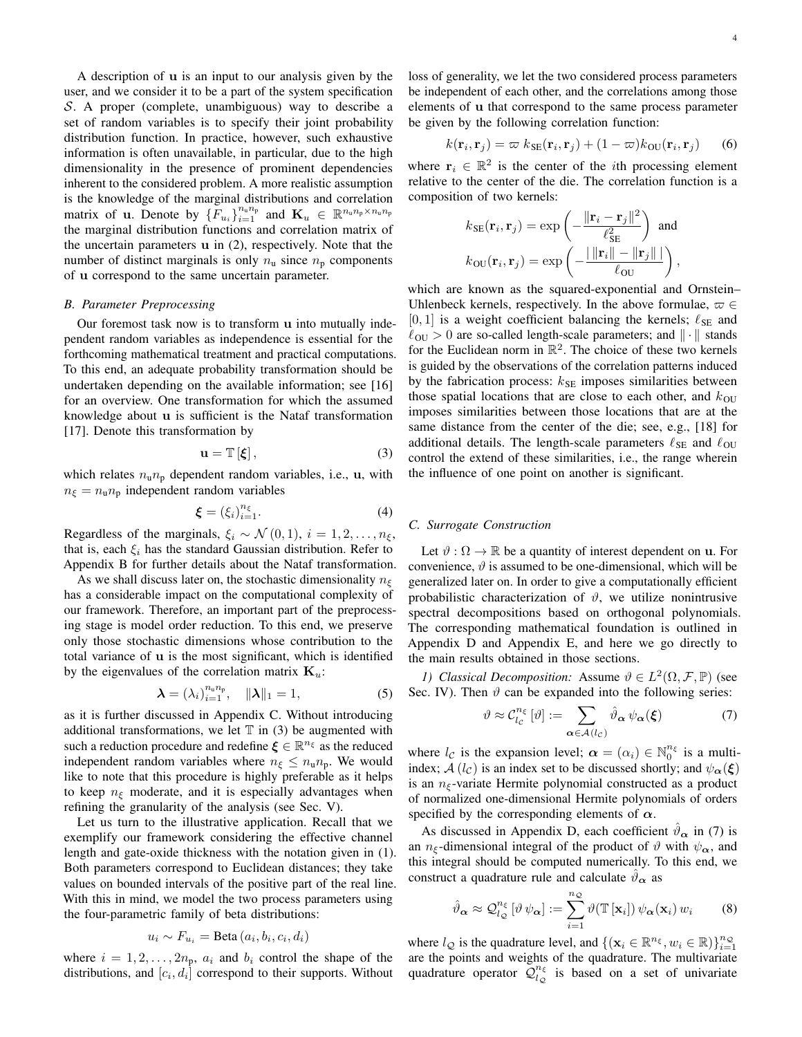A description of $\mathbf{u}$ is an input to our analysis given by the user, and we consider it to be a part of the system specification $\mathcal{S}$. A proper (complete, unambiguous) way to describe a set of random variables is to specify their joint probability distribution function. In practice, however, such exhaustive information is often unavailable, in particular, due to the high dimensionality in the presence of prominent dependencies inherent to the considered problem. A more realistic assumption is the knowledge of the marginal distributions and correlation matrix of $\mathbf{u}$. Denote by $\{F_{u_i}\}_{i=1}^{n_\mathrm{u} n_\mathrm{p}}$ and $\mathbf{K}_u \in \mathbb{R}^{n_\mathrm{u} n_\mathrm{p} \times n_\mathrm{u} n_\mathrm{p}}$ the marginal distribution functions and correlation matrix of the uncertain parameters $\mathbf{u}$ in (2), respectively. Note that the number of distinct marginals is only $n_\mathrm{u}$ since $n_\mathrm{p}$ components of $\mathbf{u}$ correspond to the same uncertain parameter.

### B. Parameter Preprocessing

Our foremost task now is to transform $\mathbf{u}$ into mutually independent random variables as independence is essential for the forthcoming mathematical treatment and practical computations. To this end, an adequate probability transformation should be undertaken depending on the available information; see [16] for an overview. One transformation for which the assumed knowledge about $\mathbf{u}$ is sufficient is the Nataf transformation [17]. Denote this transformation by

$$\mathbf{u} = \mathbb{T}\left[\boldsymbol{\xi}\right], \tag{3}$$

which relates $n_\mathrm{u} n_\mathrm{p}$ dependent random variables, i.e., $\mathbf{u}$, with $n_\xi = n_\mathrm{u} n_\mathrm{p}$ independent random variables

$$\boldsymbol{\xi} = (\xi_i)_{i=1}^{n_\xi}. \tag{4}$$

Regardless of the marginals, $\xi_i \sim \mathcal{N}(0, 1)$, $i = 1, 2, \dots, n_\xi$, that is, each $\xi_i$ has the standard Gaussian distribution. Refer to Appendix B for further details about the Nataf transformation.

As we shall discuss later on, the stochastic dimensionality $n_\xi$ has a considerable impact on the computational complexity of our framework. Therefore, an important part of the preprocessing stage is model order reduction. To this end, we preserve only those stochastic dimensions whose contribution to the total variance of $\mathbf{u}$ is the most significant, which is identified by the eigenvalues of the correlation matrix $\mathbf{K}_u$:

$$\boldsymbol{\lambda} = (\lambda_i)_{i=1}^{n_\mathrm{u} n_\mathrm{p}}, \quad \|\boldsymbol{\lambda}\|_1 = 1, \tag{5}$$

as it is further discussed in Appendix C. Without introducing additional transformations, we let $\mathbb{T}$ in (3) be augmented with such a reduction procedure and redefine $\boldsymbol{\xi} \in \mathbb{R}^{n_\xi}$ as the reduced independent random variables where $n_\xi \leq n_\mathrm{u} n_\mathrm{p}$. We would like to note that this procedure is highly preferable as it helps to keep $n_\xi$ moderate, and it is especially advantages when refining the granularity of the analysis (see Sec. V).

Let us turn to the illustrative application. Recall that we exemplify our framework considering the effective channel length and gate-oxide thickness with the notation given in (1). Both parameters correspond to Euclidean distances; they take values on bounded intervals of the positive part of the real line. With this in mind, we model the two process parameters using the four-parametric family of beta distributions:

$$u_i \sim F_{u_i} = \mathrm{Beta}\left(a_i, b_i, c_i, d_i\right)$$

where $i = 1, 2, \dots, 2n_\mathrm{p}$, $a_i$ and $b_i$ control the shape of the distributions, and $[c_i, d_i]$ correspond to their supports. Without loss of generality, we let the two considered process parameters be independent of each other, and the correlations among those elements of $\mathbf{u}$ that correspond to the same process parameter be given by the following correlation function:

$$k(\mathbf{r}_i, \mathbf{r}_j) = \varpi \, k_\mathrm{SE}(\mathbf{r}_i, \mathbf{r}_j) + (1 - \varpi) k_\mathrm{OU}(\mathbf{r}_i, \mathbf{r}_j) \tag{6}$$

where $\mathbf{r}_i \in \mathbb{R}^2$ is the center of the $i$th processing element relative to the center of the die. The correlation function is a composition of two kernels:

$$k_\mathrm{SE}(\mathbf{r}_i, \mathbf{r}_j) = \exp\left(-\frac{\|\mathbf{r}_i - \mathbf{r}_j\|^2}{\ell_\mathrm{SE}^2}\right) \text{ and}$$

$$k_\mathrm{OU}(\mathbf{r}_i, \mathbf{r}_j) = \exp\left(-\frac{|\,\|\mathbf{r}_i\| - \|\mathbf{r}_j\|\,|}{\ell_\mathrm{OU}}\right),$$

which are known as the squared-exponential and Ornstein–Uhlenbeck kernels, respectively. In the above formulae, $\varpi \in [0, 1]$ is a weight coefficient balancing the kernels; $\ell_\mathrm{SE}$ and $\ell_\mathrm{OU} > 0$ are so-called length-scale parameters; and $\|\cdot\|$ stands for the Euclidean norm in $\mathbb{R}^2$. The choice of these two kernels is guided by the observations of the correlation patterns induced by the fabrication process: $k_\mathrm{SE}$ imposes similarities between those spatial locations that are close to each other, and $k_\mathrm{OU}$ imposes similarities between those locations that are at the same distance from the center of the die; see, e.g., [18] for additional details. The length-scale parameters $\ell_\mathrm{SE}$ and $\ell_\mathrm{OU}$ control the extend of these similarities, i.e., the range wherein the influence of one point on another is significant.

### C. Surrogate Construction

Let $\vartheta : \Omega \to \mathbb{R}$ be a quantity of interest dependent on $\mathbf{u}$. For convenience, $\vartheta$ is assumed to be one-dimensional, which will be generalized later on. In order to give a computationally efficient probabilistic characterization of $\vartheta$, we utilize nonintrusive spectral decompositions based on orthogonal polynomials. The corresponding mathematical foundation is outlined in Appendix D and Appendix E, and here we go directly to the main results obtained in those sections.

*1) Classical Decomposition:* Assume $\vartheta \in L^2(\Omega, \mathcal{F}, \mathbb{P})$ (see Sec. IV). Then $\vartheta$ can be expanded into the following series:

$$\vartheta \approx \mathcal{C}_{l_\mathcal{C}}^{n_\xi}\left[\vartheta\right] := \sum_{\boldsymbol{\alpha} \in \mathcal{A}(l_\mathcal{C})} \hat{\vartheta}_{\boldsymbol{\alpha}} \, \psi_{\boldsymbol{\alpha}}(\boldsymbol{\xi}) \tag{7}$$

where $l_\mathcal{C}$ is the expansion level; $\boldsymbol{\alpha} = (\alpha_i) \in \mathbb{N}_0^{n_\xi}$ is a multi-index; $\mathcal{A}(l_\mathcal{C})$ is an index set to be discussed shortly; and $\psi_{\boldsymbol{\alpha}}(\boldsymbol{\xi})$ is an $n_\xi$-variate Hermite polynomial constructed as a product of normalized one-dimensional Hermite polynomials of orders specified by the corresponding elements of $\boldsymbol{\alpha}$.

As discussed in Appendix D, each coefficient $\hat{\vartheta}_{\boldsymbol{\alpha}}$ in (7) is an $n_\xi$-dimensional integral of the product of $\vartheta$ with $\psi_{\boldsymbol{\alpha}}$, and this integral should be computed numerically. To this end, we construct a quadrature rule and calculate $\hat{\vartheta}_{\boldsymbol{\alpha}}$ as

$$\hat{\vartheta}_{\boldsymbol{\alpha}} \approx \mathcal{Q}_{l_\mathcal{Q}}^{n_\xi}\left[\vartheta \, \psi_{\boldsymbol{\alpha}}\right] := \sum_{i=1}^{n_\mathcal{Q}} \vartheta(\mathbb{T}\left[\mathbf{x}_i\right]) \, \psi_{\boldsymbol{\alpha}}(\mathbf{x}_i) \, w_i \tag{8}$$

where $l_\mathcal{Q}$ is the quadrature level, and $\{(\mathbf{x}_i \in \mathbb{R}^{n_\xi}, w_i \in \mathbb{R})\}_{i=1}^{n_\mathcal{Q}}$ are the points and weights of the quadrature. The multivariate quadrature operator $\mathcal{Q}_{l_\mathcal{Q}}^{n_\xi}$ is based on a set of univariate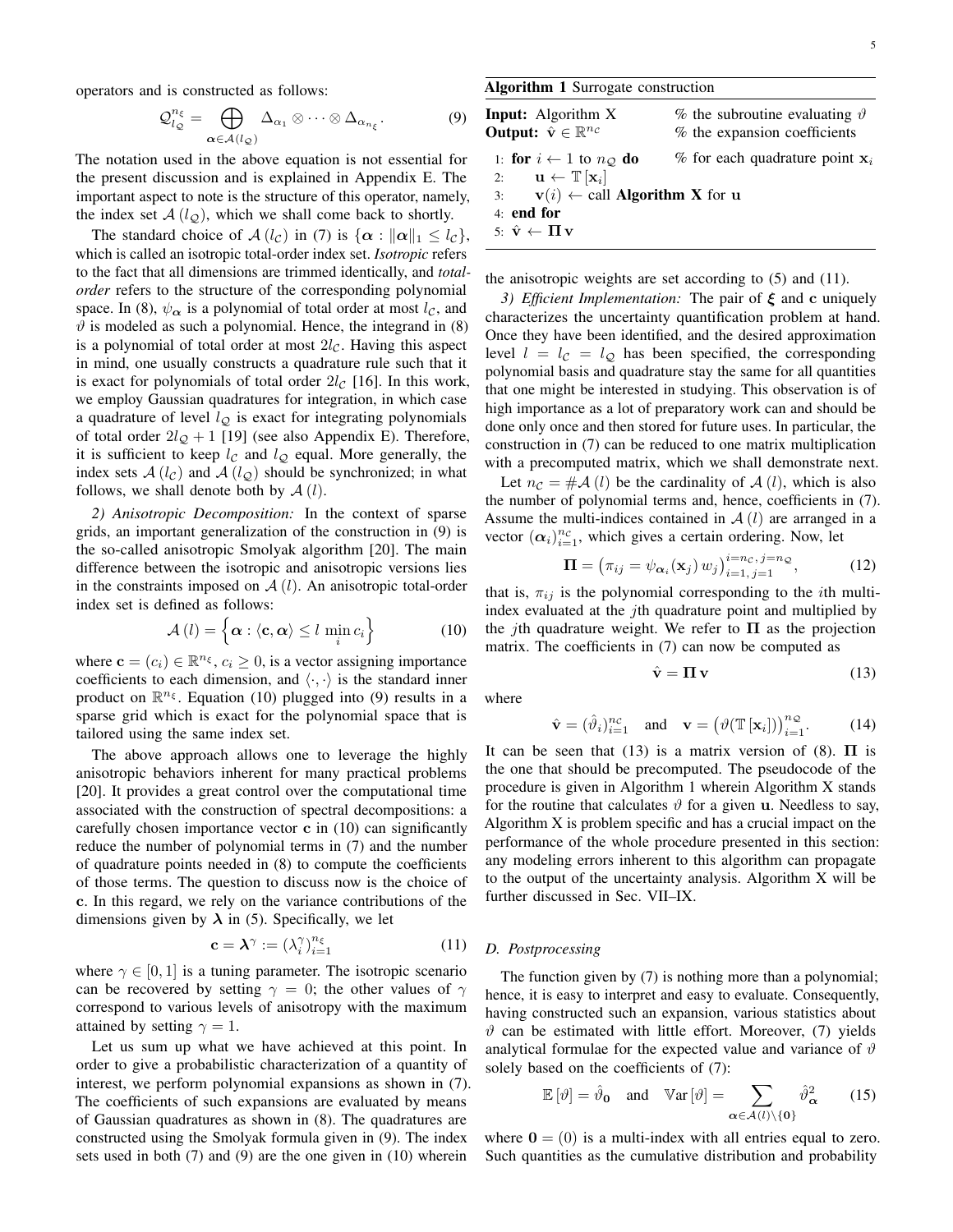operators and is constructed as follows:

$$\mathcal{Q}^{n_\xi}_{l_\mathcal{Q}} = \bigoplus_{\boldsymbol{\alpha} \in \mathcal{A}(l_\mathcal{Q})} \Delta_{\alpha_1} \otimes \cdots \otimes \Delta_{\alpha_{n_\xi}}. \tag{9}$$

The notation used in the above equation is not essential for the present discussion and is explained in Appendix E. The important aspect to note is the structure of this operator, namely, the index set $\mathcal{A}(l_\mathcal{Q})$, which we shall come back to shortly.

The standard choice of $\mathcal{A}(l_\mathcal{C})$ in (7) is $\{\boldsymbol{\alpha} : \|\boldsymbol{\alpha}\|_1 \leq l_\mathcal{C}\}$, which is called an isotropic total-order index set. *Isotropic* refers to the fact that all dimensions are trimmed identically, and *total-order* refers to the structure of the corresponding polynomial space. In (8), $\psi_{\boldsymbol{\alpha}}$ is a polynomial of total order at most $l_\mathcal{C}$, and $\vartheta$ is modeled as such a polynomial. Hence, the integrand in (8) is a polynomial of total order at most $2l_\mathcal{C}$. Having this aspect in mind, one usually constructs a quadrature rule such that it is exact for polynomials of total order $2l_\mathcal{C}$ [16]. In this work, we employ Gaussian quadratures for integration, in which case a quadrature of level $l_\mathcal{Q}$ is exact for integrating polynomials of total order $2l_\mathcal{Q}+1$ [19] (see also Appendix E). Therefore, it is sufficient to keep $l_\mathcal{C}$ and $l_\mathcal{Q}$ equal. More generally, the index sets $\mathcal{A}(l_\mathcal{C})$ and $\mathcal{A}(l_\mathcal{Q})$ should be synchronized; in what follows, we shall denote both by $\mathcal{A}(l)$.

*2) Anisotropic Decomposition:* In the context of sparse grids, an important generalization of the construction in (9) is the so-called anisotropic Smolyak algorithm [20]. The main difference between the isotropic and anisotropic versions lies in the constraints imposed on $\mathcal{A}(l)$. An anisotropic total-order index set is defined as follows:

$$\mathcal{A}(l) = \left\{ \boldsymbol{\alpha} : \langle \mathbf{c}, \boldsymbol{\alpha} \rangle \leq l \, \min_i c_i \right\} \tag{10}$$

where $\mathbf{c} = (c_i) \in \mathbb{R}^{n_\xi}$, $c_i \geq 0$, is a vector assigning importance coefficients to each dimension, and $\langle \cdot, \cdot \rangle$ is the standard inner product on $\mathbb{R}^{n_\xi}$. Equation (10) plugged into (9) results in a sparse grid which is exact for the polynomial space that is tailored using the same index set.

The above approach allows one to leverage the highly anisotropic behaviors inherent for many practical problems [20]. It provides a great control over the computational time associated with the construction of spectral decompositions: a carefully chosen importance vector $\mathbf{c}$ in (10) can significantly reduce the number of polynomial terms in (7) and the number of quadrature points needed in (8) to compute the coefficients of those terms. The question to discuss now is the choice of $\mathbf{c}$. In this regard, we rely on the variance contributions of the dimensions given by $\boldsymbol{\lambda}$ in (5). Specifically, we let

$$\mathbf{c} = \boldsymbol{\lambda}^\gamma := (\lambda_i^\gamma)_{i=1}^{n_\xi} \tag{11}$$

where $\gamma \in [0, 1]$ is a tuning parameter. The isotropic scenario can be recovered by setting $\gamma = 0$; the other values of $\gamma$ correspond to various levels of anisotropy with the maximum attained by setting $\gamma = 1$.

Let us sum up what we have achieved at this point. In order to give a probabilistic characterization of a quantity of interest, we perform polynomial expansions as shown in (7). The coefficients of such expansions are evaluated by means of Gaussian quadratures as shown in (8). The quadratures are constructed using the Smolyak formula given in (9). The index sets used in both (7) and (9) are the one given in (10) wherein the anisotropic weights are set according to (5) and (11).

**Algorithm 1** Surrogate construction

```
Input: Algorithm X             % the subroutine evaluating ϑ
Output: v̂ ∈ R^{n_C}            % the expansion coefficients

1: for i ← 1 to n_Q do         % for each quadrature point x_i
2:     u ← T[x_i]
3:     v(i) ← call Algorithm X for u
4: end for
5: v̂ ← Π v
```

*3) Efficient Implementation:* The pair of $\boldsymbol{\xi}$ and $\mathbf{c}$ uniquely characterizes the uncertainty quantification problem at hand. Once they have been identified, and the desired approximation level $l = l_\mathcal{C} = l_\mathcal{Q}$ has been specified, the corresponding polynomial basis and quadrature stay the same for all quantities that one might be interested in studying. This observation is of high importance as a lot of preparatory work can and should be done only once and then stored for future uses. In particular, the construction in (7) can be reduced to one matrix multiplication with a precomputed matrix, which we shall demonstrate next.

Let $n_\mathcal{C} = \#\mathcal{A}(l)$ be the cardinality of $\mathcal{A}(l)$, which is also the number of polynomial terms and, hence, coefficients in (7). Assume the multi-indices contained in $\mathcal{A}(l)$ are arranged in a vector $(\boldsymbol{\alpha}_i)_{i=1}^{n_\mathcal{C}}$, which gives a certain ordering. Now, let

$$\boldsymbol{\Pi} = \left( \pi_{ij} = \psi_{\boldsymbol{\alpha}_i}(\mathbf{x}_j) \, w_j \right)_{i=1,\, j=1}^{i=n_\mathcal{C},\, j=n_\mathcal{Q}}, \tag{12}$$

that is, $\pi_{ij}$ is the polynomial corresponding to the $i$th multi-index evaluated at the $j$th quadrature point and multiplied by the $j$th quadrature weight. We refer to $\boldsymbol{\Pi}$ as the projection matrix. The coefficients in (7) can now be computed as

$$\hat{\mathbf{v}} = \boldsymbol{\Pi} \, \mathbf{v} \tag{13}$$

where

$$\hat{\mathbf{v}} = (\hat{\vartheta}_i)_{i=1}^{n_\mathcal{C}} \quad \text{and} \quad \mathbf{v} = \left( \vartheta(\mathbb{T}[\mathbf{x}_i]) \right)_{i=1}^{n_\mathcal{Q}}. \tag{14}$$

It can be seen that (13) is a matrix version of (8). $\boldsymbol{\Pi}$ is the one that should be precomputed. The pseudocode of the procedure is given in Algorithm 1 wherein Algorithm X stands for the routine that calculates $\vartheta$ for a given $\mathbf{u}$. Needless to say, Algorithm X is problem specific and has a crucial impact on the performance of the whole procedure presented in this section: any modeling errors inherent to this algorithm can propagate to the output of the uncertainty analysis. Algorithm X will be further discussed in Sec. VII–IX.

### D. Postprocessing

The function given by (7) is nothing more than a polynomial; hence, it is easy to interpret and easy to evaluate. Consequently, having constructed such an expansion, various statistics about $\vartheta$ can be estimated with little effort. Moreover, (7) yields analytical formulae for the expected value and variance of $\vartheta$ solely based on the coefficients of (7):

$$\mathbb{E}[\vartheta] = \hat{\vartheta}_{\mathbf{0}} \quad \text{and} \quad \mathbb{V}\mathrm{ar}[\vartheta] = \sum_{\boldsymbol{\alpha} \in \mathcal{A}(l) \setminus \{\mathbf{0}\}} \hat{\vartheta}_{\boldsymbol{\alpha}}^2 \tag{15}$$

where $\mathbf{0} = (0)$ is a multi-index with all entries equal to zero. Such quantities as the cumulative distribution and probability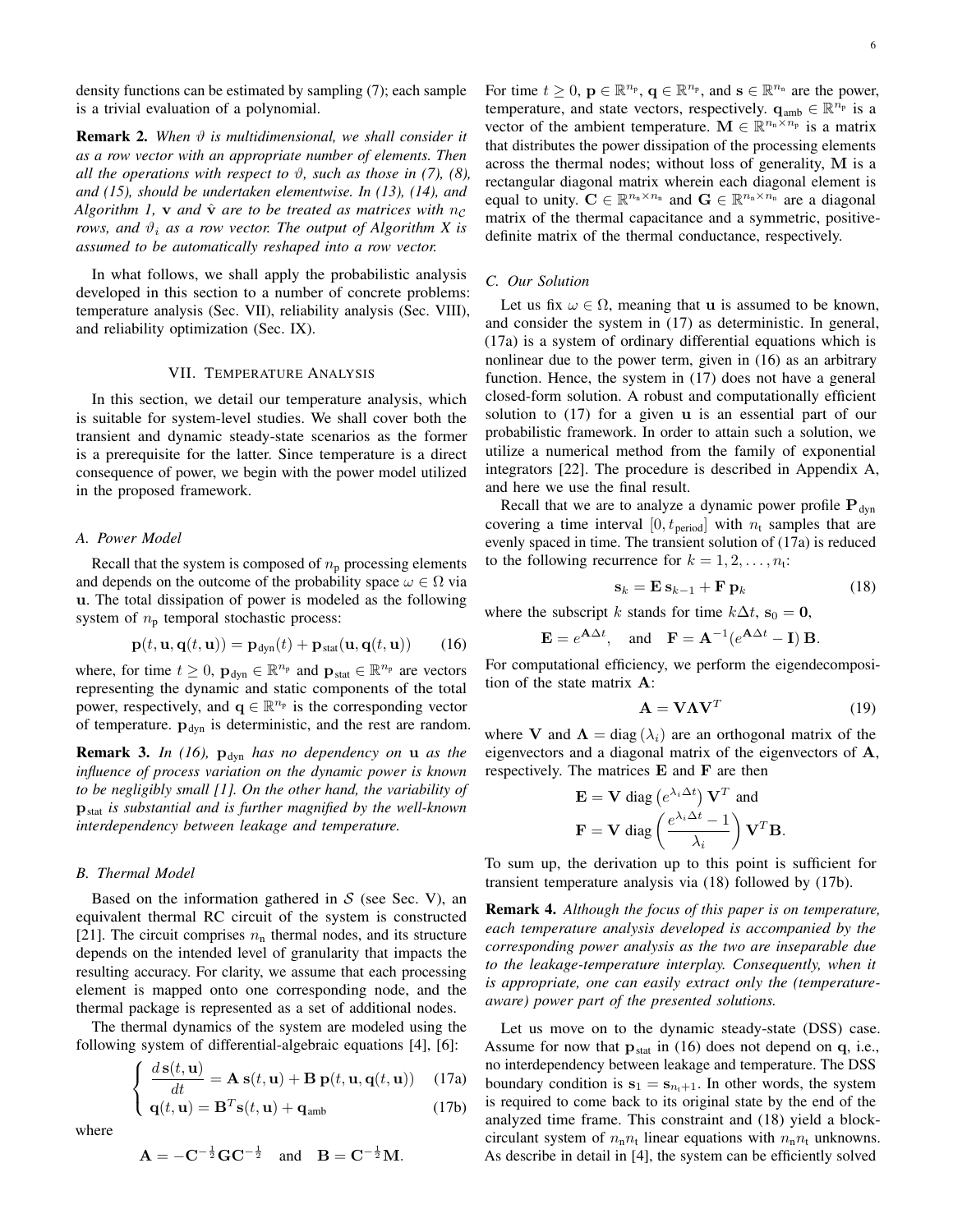density functions can be estimated by sampling (7); each sample is a trivial evaluation of a polynomial.

**Remark 2.** *When $\vartheta$ is multidimensional, we shall consider it as a row vector with an appropriate number of elements. Then all the operations with respect to $\vartheta$, such as those in (7), (8), and (15), should be undertaken elementwise. In (13), (14), and Algorithm 1, $\mathbf{v}$ and $\hat{\mathbf{v}}$ are to be treated as matrices with $n_\mathcal{C}$ rows, and $\vartheta_i$ as a row vector. The output of Algorithm X is assumed to be automatically reshaped into a row vector.*

In what follows, we shall apply the probabilistic analysis developed in this section to a number of concrete problems: temperature analysis (Sec. VII), reliability analysis (Sec. VIII), and reliability optimization (Sec. IX).

## VII. Temperature Analysis

In this section, we detail our temperature analysis, which is suitable for system-level studies. We shall cover both the transient and dynamic steady-state scenarios as the former is a prerequisite for the latter. Since temperature is a direct consequence of power, we begin with the power model utilized in the proposed framework.

### A. Power Model

Recall that the system is composed of $n_\mathrm{p}$ processing elements and depends on the outcome of the probability space $\omega \in \Omega$ via $\mathbf{u}$. The total dissipation of power is modeled as the following system of $n_\mathrm{p}$ temporal stochastic process:

$$\mathbf{p}(t, \mathbf{u}, \mathbf{q}(t, \mathbf{u})) = \mathbf{p}_\mathrm{dyn}(t) + \mathbf{p}_\mathrm{stat}(\mathbf{u}, \mathbf{q}(t, \mathbf{u})) \tag{16}$$

where, for time $t \geq 0$, $\mathbf{p}_\mathrm{dyn} \in \mathbb{R}^{n_\mathrm{p}}$ and $\mathbf{p}_\mathrm{stat} \in \mathbb{R}^{n_\mathrm{p}}$ are vectors representing the dynamic and static components of the total power, respectively, and $\mathbf{q} \in \mathbb{R}^{n_\mathrm{p}}$ is the corresponding vector of temperature. $\mathbf{p}_\mathrm{dyn}$ is deterministic, and the rest are random.

**Remark 3.** *In (16), $\mathbf{p}_\mathrm{dyn}$ has no dependency on $\mathbf{u}$ as the influence of process variation on the dynamic power is known to be negligibly small [1]. On the other hand, the variability of $\mathbf{p}_\mathrm{stat}$ is substantial and is further magnified by the well-known interdependency between leakage and temperature.*

### B. Thermal Model

Based on the information gathered in $\mathcal{S}$ (see Sec. V), an equivalent thermal RC circuit of the system is constructed [21]. The circuit comprises $n_\mathrm{n}$ thermal nodes, and its structure depends on the intended level of granularity that impacts the resulting accuracy. For clarity, we assume that each processing element is mapped onto one corresponding node, and the thermal package is represented as a set of additional nodes.

The thermal dynamics of the system are modeled using the following system of differential-algebraic equations [4], [6]:

$$\begin{cases} \dfrac{d\,\mathbf{s}(t, \mathbf{u})}{dt} = \mathbf{A}\,\mathbf{s}(t, \mathbf{u}) + \mathbf{B}\,\mathbf{p}(t, \mathbf{u}, \mathbf{q}(t, \mathbf{u})) & \text{(17a)} \\ \mathbf{q}(t, \mathbf{u}) = \mathbf{B}^T \mathbf{s}(t, \mathbf{u}) + \mathbf{q}_\mathrm{amb} & \text{(17b)} \end{cases}$$

where

$$\mathbf{A} = -\mathbf{C}^{-\frac{1}{2}} \mathbf{G} \mathbf{C}^{-\frac{1}{2}} \quad \text{and} \quad \mathbf{B} = \mathbf{C}^{-\frac{1}{2}} \mathbf{M}.$$

For time $t \geq 0$, $\mathbf{p} \in \mathbb{R}^{n_\mathrm{p}}$, $\mathbf{q} \in \mathbb{R}^{n_\mathrm{p}}$, and $\mathbf{s} \in \mathbb{R}^{n_\mathrm{n}}$ are the power, temperature, and state vectors, respectively. $\mathbf{q}_\mathrm{amb} \in \mathbb{R}^{n_\mathrm{p}}$ is a vector of the ambient temperature. $\mathbf{M} \in \mathbb{R}^{n_\mathrm{n} \times n_\mathrm{p}}$ is a matrix that distributes the power dissipation of the processing elements across the thermal nodes; without loss of generality, $\mathbf{M}$ is a rectangular diagonal matrix wherein each diagonal element is equal to unity. $\mathbf{C} \in \mathbb{R}^{n_\mathrm{n} \times n_\mathrm{n}}$ and $\mathbf{G} \in \mathbb{R}^{n_\mathrm{n} \times n_\mathrm{n}}$ are a diagonal matrix of the thermal capacitance and a symmetric, positive-definite matrix of the thermal conductance, respectively.

### C. Our Solution

Let us fix $\omega \in \Omega$, meaning that $\mathbf{u}$ is assumed to be known, and consider the system in (17) as deterministic. In general, (17a) is a system of ordinary differential equations which is nonlinear due to the power term, given in (16) as an arbitrary function. Hence, the system in (17) does not have a general closed-form solution. A robust and computationally efficient solution to (17) for a given $\mathbf{u}$ is an essential part of our probabilistic framework. In order to attain such a solution, we utilize a numerical method from the family of exponential integrators [22]. The procedure is described in Appendix A, and here we use the final result.

Recall that we are to analyze a dynamic power profile $\mathbf{P}_\mathrm{dyn}$ covering a time interval $[0, t_\mathrm{period}]$ with $n_\mathrm{t}$ samples that are evenly spaced in time. The transient solution of (17a) is reduced to the following recurrence for $k = 1, 2, \ldots, n_\mathrm{t}$:

$$\mathbf{s}_k = \mathbf{E}\,\mathbf{s}_{k-1} + \mathbf{F}\,\mathbf{p}_k \tag{18}$$

where the subscript $k$ stands for time $k\Delta t$, $\mathbf{s}_0 = \mathbf{0}$,

$$\mathbf{E} = e^{\mathbf{A}\Delta t}, \quad \text{and} \quad \mathbf{F} = \mathbf{A}^{-1}(e^{\mathbf{A}\Delta t} - \mathbf{I})\,\mathbf{B}.$$

For computational efficiency, we perform the eigendecomposition of the state matrix $\mathbf{A}$:

$$\mathbf{A} = \mathbf{V}\boldsymbol{\Lambda}\mathbf{V}^T \tag{19}$$

where $\mathbf{V}$ and $\boldsymbol{\Lambda} = \operatorname{diag}(\lambda_i)$ are an orthogonal matrix of the eigenvectors and a diagonal matrix of the eigenvectors of $\mathbf{A}$, respectively. The matrices $\mathbf{E}$ and $\mathbf{F}$ are then

$$\mathbf{E} = \mathbf{V}\,\operatorname{diag}\left(e^{\lambda_i \Delta t}\right)\mathbf{V}^T \text{ and}$$

$$\mathbf{F} = \mathbf{V}\,\operatorname{diag}\left(\frac{e^{\lambda_i \Delta t} - 1}{\lambda_i}\right)\mathbf{V}^T\mathbf{B}.$$

To sum up, the derivation up to this point is sufficient for transient temperature analysis via (18) followed by (17b).

**Remark 4.** *Although the focus of this paper is on temperature, each temperature analysis developed is accompanied by the corresponding power analysis as the two are inseparable due to the leakage-temperature interplay. Consequently, when it is appropriate, one can easily extract only the (temperature-aware) power part of the presented solutions.*

Let us move on to the dynamic steady-state (DSS) case. Assume for now that $\mathbf{p}_\mathrm{stat}$ in (16) does not depend on $\mathbf{q}$, i.e., no interdependency between leakage and temperature. The DSS boundary condition is $\mathbf{s}_1 = \mathbf{s}_{n_\mathrm{t}+1}$. In other words, the system is required to come back to its original state by the end of the analyzed time frame. This constraint and (18) yield a block-circulant system of $n_\mathrm{n} n_\mathrm{t}$ linear equations with $n_\mathrm{n} n_\mathrm{t}$ unknowns. As describe in detail in [4], the system can be efficiently solved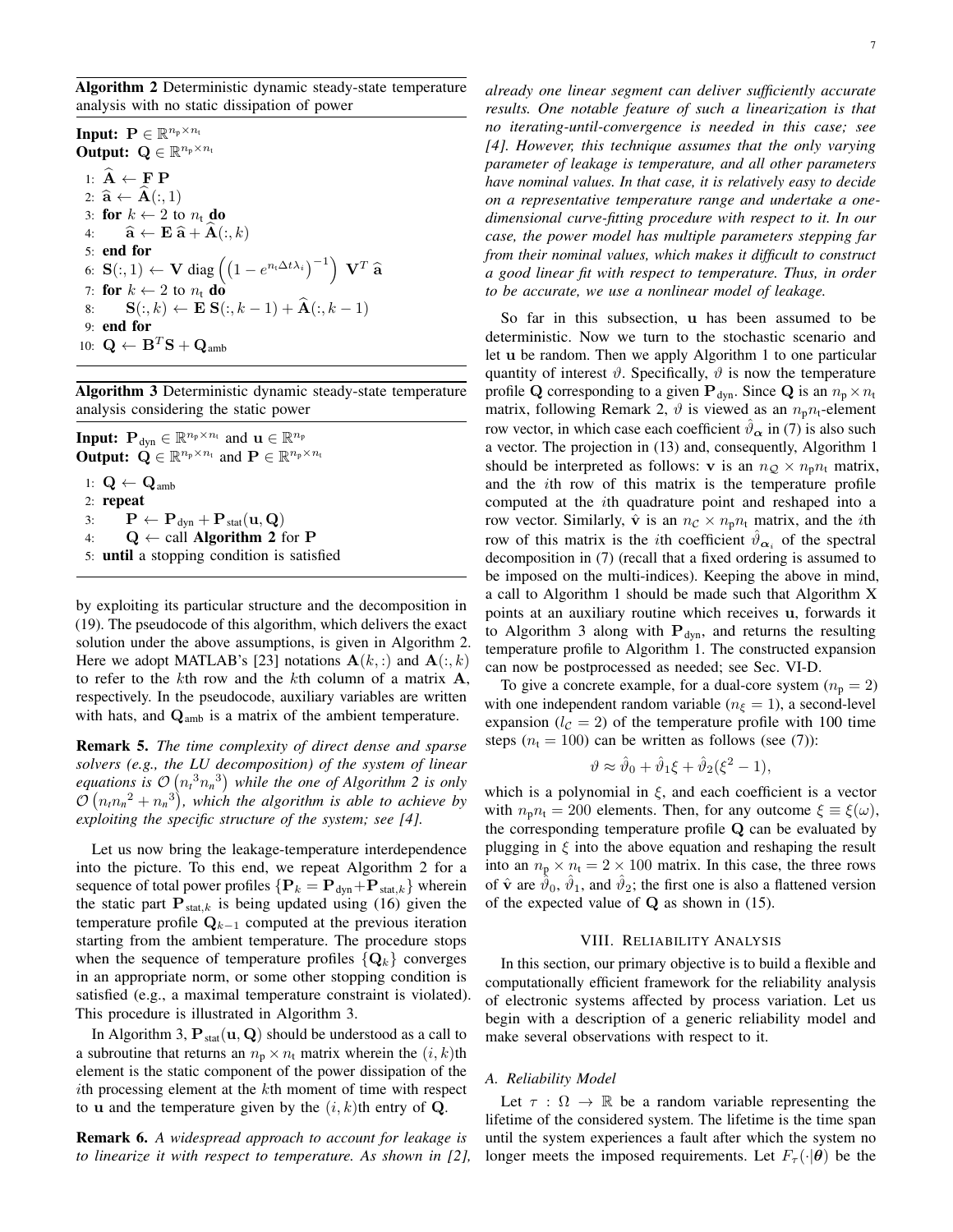**Algorithm 2** Deterministic dynamic steady-state temperature analysis with no static dissipation of power

**Input:** $\mathbf{P} \in \mathbb{R}^{n_\mathrm{p} \times n_\mathrm{t}}$
**Output:** $\mathbf{Q} \in \mathbb{R}^{n_\mathrm{p} \times n_\mathrm{t}}$

1: $\widehat{\mathbf{A}} \leftarrow \mathbf{F}\,\mathbf{P}$
2: $\widehat{\mathbf{a}} \leftarrow \widehat{\mathbf{A}}(:, 1)$
3: **for** $k \leftarrow 2$ to $n_\mathrm{t}$ **do**
4: $\quad \widehat{\mathbf{a}} \leftarrow \mathbf{E}\,\widehat{\mathbf{a}} + \widehat{\mathbf{A}}(:, k)$
5: **end for**
6: $\mathbf{S}(:, 1) \leftarrow \mathbf{V}\,\mathrm{diag}\left(\left(1 - e^{n_\mathrm{t} \Delta t \lambda_i}\right)^{-1}\right)\,\mathbf{V}^T\,\widehat{\mathbf{a}}$
7: **for** $k \leftarrow 2$ to $n_\mathrm{t}$ **do**
8: $\quad \mathbf{S}(:, k) \leftarrow \mathbf{E}\,\mathbf{S}(:, k-1) + \widehat{\mathbf{A}}(:, k-1)$
9: **end for**
10: $\mathbf{Q} \leftarrow \mathbf{B}^T\mathbf{S} + \mathbf{Q}_\mathrm{amb}$

**Algorithm 3** Deterministic dynamic steady-state temperature analysis considering the static power

**Input:** $\mathbf{P}_\mathrm{dyn} \in \mathbb{R}^{n_\mathrm{p} \times n_\mathrm{t}}$ and $\mathbf{u} \in \mathbb{R}^{n_\mathrm{p}}$
**Output:** $\mathbf{Q} \in \mathbb{R}^{n_\mathrm{p} \times n_\mathrm{t}}$ and $\mathbf{P} \in \mathbb{R}^{n_\mathrm{p} \times n_\mathrm{t}}$

1: $\mathbf{Q} \leftarrow \mathbf{Q}_\mathrm{amb}$
2: **repeat**
3: $\quad \mathbf{P} \leftarrow \mathbf{P}_\mathrm{dyn} + \mathbf{P}_\mathrm{stat}(\mathbf{u}, \mathbf{Q})$
4: $\quad \mathbf{Q} \leftarrow$ call **Algorithm 2** for $\mathbf{P}$
5: **until** a stopping condition is satisfied

by exploiting its particular structure and the decomposition in (19). The pseudocode of this algorithm, which delivers the exact solution under the above assumptions, is given in Algorithm 2. Here we adopt MATLAB's [23] notations $\mathbf{A}(k, :)$ and $\mathbf{A}(:, k)$ to refer to the $k$th row and the $k$th column of a matrix $\mathbf{A}$, respectively. In the pseudocode, auxiliary variables are written with hats, and $\mathbf{Q}_\mathrm{amb}$ is a matrix of the ambient temperature.

**Remark 5.** *The time complexity of direct dense and sparse solvers (e.g., the LU decomposition) of the system of linear equations is* $\mathcal{O}\left({n_t}^3{n_n}^3\right)$ *while the one of Algorithm 2 is only* $\mathcal{O}\left(n_t{n_n}^2 + {n_n}^3\right)$*, which the algorithm is able to achieve by exploiting the specific structure of the system; see [4].*

Let us now bring the leakage-temperature interdependence into the picture. To this end, we repeat Algorithm 2 for a sequence of total power profiles $\{\mathbf{P}_k = \mathbf{P}_\mathrm{dyn} + \mathbf{P}_{\mathrm{stat},k}\}$ wherein the static part $\mathbf{P}_{\mathrm{stat},k}$ is being updated using (16) given the temperature profile $\mathbf{Q}_{k-1}$ computed at the previous iteration starting from the ambient temperature. The procedure stops when the sequence of temperature profiles $\{\mathbf{Q}_k\}$ converges in an appropriate norm, or some other stopping condition is satisfied (e.g., a maximal temperature constraint is violated). This procedure is illustrated in Algorithm 3.

In Algorithm 3, $\mathbf{P}_\mathrm{stat}(\mathbf{u}, \mathbf{Q})$ should be understood as a call to a subroutine that returns an $n_\mathrm{p} \times n_\mathrm{t}$ matrix wherein the $(i, k)$th element is the static component of the power dissipation of the $i$th processing element at the $k$th moment of time with respect to $\mathbf{u}$ and the temperature given by the $(i, k)$th entry of $\mathbf{Q}$.

**Remark 6.** *A widespread approach to account for leakage is to linearize it with respect to temperature. As shown in [2], already one linear segment can deliver sufficiently accurate results. One notable feature of such a linearization is that no iterating-until-convergence is needed in this case; see [4]. However, this technique assumes that the only varying parameter of leakage is temperature, and all other parameters have nominal values. In that case, it is relatively easy to decide on a representative temperature range and undertake a one-dimensional curve-fitting procedure with respect to it. In our case, the power model has multiple parameters stepping far from their nominal values, which makes it difficult to construct a good linear fit with respect to temperature. Thus, in order to be accurate, we use a nonlinear model of leakage.*

So far in this subsection, $\mathbf{u}$ has been assumed to be deterministic. Now we turn to the stochastic scenario and let $\mathbf{u}$ be random. Then we apply Algorithm 1 to one particular quantity of interest $\vartheta$. Specifically, $\vartheta$ is now the temperature profile $\mathbf{Q}$ corresponding to a given $\mathbf{P}_\mathrm{dyn}$. Since $\mathbf{Q}$ is an $n_\mathrm{p} \times n_\mathrm{t}$ matrix, following Remark 2, $\vartheta$ is viewed as an $n_\mathrm{p}n_\mathrm{t}$-element row vector, in which case each coefficient $\hat{\vartheta}_{\boldsymbol{\alpha}}$ in (7) is also such a vector. The projection in (13) and, consequently, Algorithm 1 should be interpreted as follows: $\mathbf{v}$ is an $n_\mathcal{Q} \times n_\mathrm{p}n_\mathrm{t}$ matrix, and the $i$th row of this matrix is the temperature profile computed at the $i$th quadrature point and reshaped into a row vector. Similarly, $\hat{\mathbf{v}}$ is an $n_\mathcal{C} \times n_\mathrm{p}n_\mathrm{t}$ matrix, and the $i$th row of this matrix is the $i$th coefficient $\hat{\vartheta}_{\boldsymbol{\alpha}_i}$ of the spectral decomposition in (7) (recall that a fixed ordering is assumed to be imposed on the multi-indices). Keeping the above in mind, a call to Algorithm 1 should be made such that Algorithm X points at an auxiliary routine which receives $\mathbf{u}$, forwards it to Algorithm 3 along with $\mathbf{P}_\mathrm{dyn}$, and returns the resulting temperature profile to Algorithm 1. The constructed expansion can now be postprocessed as needed; see Sec. VI-D.

To give a concrete example, for a dual-core system ($n_\mathrm{p} = 2$) with one independent random variable ($n_\xi = 1$), a second-level expansion ($l_\mathcal{C} = 2$) of the temperature profile with 100 time steps ($n_\mathrm{t} = 100$) can be written as follows (see (7)):

$$\vartheta \approx \hat{\vartheta}_0 + \hat{\vartheta}_1\xi + \hat{\vartheta}_2(\xi^2 - 1),$$

which is a polynomial in $\xi$, and each coefficient is a vector with $n_\mathrm{p}n_\mathrm{t} = 200$ elements. Then, for any outcome $\xi \equiv \xi(\omega)$, the corresponding temperature profile $\mathbf{Q}$ can be evaluated by plugging in $\xi$ into the above equation and reshaping the result into an $n_\mathrm{p} \times n_\mathrm{t} = 2 \times 100$ matrix. In this case, the three rows of $\hat{\mathbf{v}}$ are $\hat{\vartheta}_0$, $\hat{\vartheta}_1$, and $\hat{\vartheta}_2$; the first one is also a flattened version of the expected value of $\mathbf{Q}$ as shown in (15).

## VIII. Reliability Analysis

In this section, our primary objective is to build a flexible and computationally efficient framework for the reliability analysis of electronic systems affected by process variation. Let us begin with a description of a generic reliability model and make several observations with respect to it.

### A. Reliability Model

Let $\tau : \Omega \to \mathbb{R}$ be a random variable representing the lifetime of the considered system. The lifetime is the time span until the system experiences a fault after which the system no longer meets the imposed requirements. Let $F_\tau(\cdot|\boldsymbol{\theta})$ be the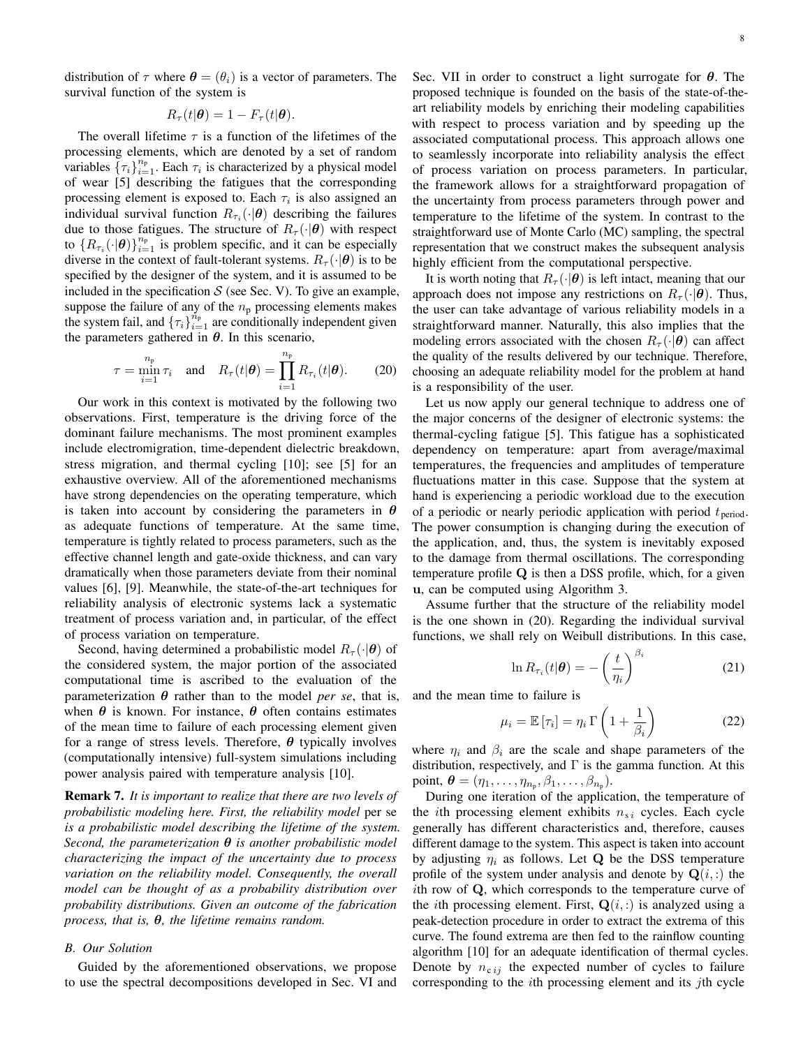distribution of $\tau$ where $\boldsymbol{\theta} = (\theta_i)$ is a vector of parameters. The survival function of the system is

$$R_\tau(t|\boldsymbol{\theta}) = 1 - F_\tau(t|\boldsymbol{\theta}).$$

The overall lifetime $\tau$ is a function of the lifetimes of the processing elements, which are denoted by a set of random variables $\{\tau_i\}_{i=1}^{n_\mathrm{p}}$. Each $\tau_i$ is characterized by a physical model of wear [5] describing the fatigues that the corresponding processing element is exposed to. Each $\tau_i$ is also assigned an individual survival function $R_{\tau_i}(\cdot|\boldsymbol{\theta})$ describing the failures due to those fatigues. The structure of $R_\tau(\cdot|\boldsymbol{\theta})$ with respect to $\{R_{\tau_i}(\cdot|\boldsymbol{\theta})\}_{i=1}^{n_\mathrm{p}}$ is problem specific, and it can be especially diverse in the context of fault-tolerant systems. $R_\tau(\cdot|\boldsymbol{\theta})$ is to be specified by the designer of the system, and it is assumed to be included in the specification $\mathcal{S}$ (see Sec. V). To give an example, suppose the failure of any of the $n_\mathrm{p}$ processing elements makes the system fail, and $\{\tau_i\}_{i=1}^{n_\mathrm{p}}$ are conditionally independent given the parameters gathered in $\boldsymbol{\theta}$. In this scenario,

$$\tau = \min_{i=1}^{n_\mathrm{p}} \tau_i \quad \text{and} \quad R_\tau(t|\boldsymbol{\theta}) = \prod_{i=1}^{n_\mathrm{p}} R_{\tau_i}(t|\boldsymbol{\theta}). \tag{20}$$

Our work in this context is motivated by the following two observations. First, temperature is the driving force of the dominant failure mechanisms. The most prominent examples include electromigration, time-dependent dielectric breakdown, stress migration, and thermal cycling [10]; see [5] for an exhaustive overview. All of the aforementioned mechanisms have strong dependencies on the operating temperature, which is taken into account by considering the parameters in $\boldsymbol{\theta}$ as adequate functions of temperature. At the same time, temperature is tightly related to process parameters, such as the effective channel length and gate-oxide thickness, and can vary dramatically when those parameters deviate from their nominal values [6], [9]. Meanwhile, the state-of-the-art techniques for reliability analysis of electronic systems lack a systematic treatment of process variation and, in particular, of the effect of process variation on temperature.

Second, having determined a probabilistic model $R_\tau(\cdot|\boldsymbol{\theta})$ of the considered system, the major portion of the associated computational time is ascribed to the evaluation of the parameterization $\boldsymbol{\theta}$ rather than to the model *per se*, that is, when $\boldsymbol{\theta}$ is known. For instance, $\boldsymbol{\theta}$ often contains estimates of the mean time to failure of each processing element given for a range of stress levels. Therefore, $\boldsymbol{\theta}$ typically involves (computationally intensive) full-system simulations including power analysis paired with temperature analysis [10].

**Remark 7.** *It is important to realize that there are two levels of probabilistic modeling here. First, the reliability model* per se *is a probabilistic model describing the lifetime of the system. Second, the parameterization $\boldsymbol{\theta}$ is another probabilistic model characterizing the impact of the uncertainty due to process variation on the reliability model. Consequently, the overall model can be thought of as a probability distribution over probability distributions. Given an outcome of the fabrication process, that is, $\boldsymbol{\theta}$, the lifetime remains random.*

### B. Our Solution

Guided by the aforementioned observations, we propose to use the spectral decompositions developed in Sec. VI and Sec. VII in order to construct a light surrogate for $\boldsymbol{\theta}$. The proposed technique is founded on the basis of the state-of-the-art reliability models by enriching their modeling capabilities with respect to process variation and by speeding up the associated computational process. This approach allows one to seamlessly incorporate into reliability analysis the effect of process variation on process parameters. In particular, the framework allows for a straightforward propagation of the uncertainty from process parameters through power and temperature to the lifetime of the system. In contrast to the straightforward use of Monte Carlo (MC) sampling, the spectral representation that we construct makes the subsequent analysis highly efficient from the computational perspective.

It is worth noting that $R_\tau(\cdot|\boldsymbol{\theta})$ is left intact, meaning that our approach does not impose any restrictions on $R_\tau(\cdot|\boldsymbol{\theta})$. Thus, the user can take advantage of various reliability models in a straightforward manner. Naturally, this also implies that the modeling errors associated with the chosen $R_\tau(\cdot|\boldsymbol{\theta})$ can affect the quality of the results delivered by our technique. Therefore, choosing an adequate reliability model for the problem at hand is a responsibility of the user.

Let us now apply our general technique to address one of the major concerns of the designer of electronic systems: the thermal-cycling fatigue [5]. This fatigue has a sophisticated dependency on temperature: apart from average/maximal temperatures, the frequencies and amplitudes of temperature fluctuations matter in this case. Suppose that the system at hand is experiencing a periodic workload due to the execution of a periodic or nearly periodic application with period $t_\text{period}$. The power consumption is changing during the execution of the application, and, thus, the system is inevitably exposed to the damage from thermal oscillations. The corresponding temperature profile $\mathbf{Q}$ is then a DSS profile, which, for a given $\mathbf{u}$, can be computed using Algorithm 3.

Assume further that the structure of the reliability model is the one shown in (20). Regarding the individual survival functions, we shall rely on Weibull distributions. In this case,

$$\ln R_{\tau_i}(t|\boldsymbol{\theta}) = -\left(\frac{t}{\eta_i}\right)^{\beta_i} \tag{21}$$

and the mean time to failure is

$$\mu_i = \mathbb{E}[\tau_i] = \eta_i \, \Gamma\left(1 + \frac{1}{\beta_i}\right) \tag{22}$$

where $\eta_i$ and $\beta_i$ are the scale and shape parameters of the distribution, respectively, and $\Gamma$ is the gamma function. At this point, $\boldsymbol{\theta} = (\eta_1, \dots, \eta_{n_\mathrm{p}}, \beta_1, \dots, \beta_{n_\mathrm{p}})$.

During one iteration of the application, the temperature of the $i$th processing element exhibits $n_{\mathrm{s}\,i}$ cycles. Each cycle generally has different characteristics and, therefore, causes different damage to the system. This aspect is taken into account by adjusting $\eta_i$ as follows. Let $\mathbf{Q}$ be the DSS temperature profile of the system under analysis and denote by $\mathbf{Q}(i,:)$ the $i$th row of $\mathbf{Q}$, which corresponds to the temperature curve of the $i$th processing element. First, $\mathbf{Q}(i,:)$ is analyzed using a peak-detection procedure in order to extract the extrema of this curve. The found extrema are then fed to the rainflow counting algorithm [10] for an adequate identification of thermal cycles. Denote by $n_{\mathrm{c}\,ij}$ the expected number of cycles to failure corresponding to the $i$th processing element and its $j$th cycle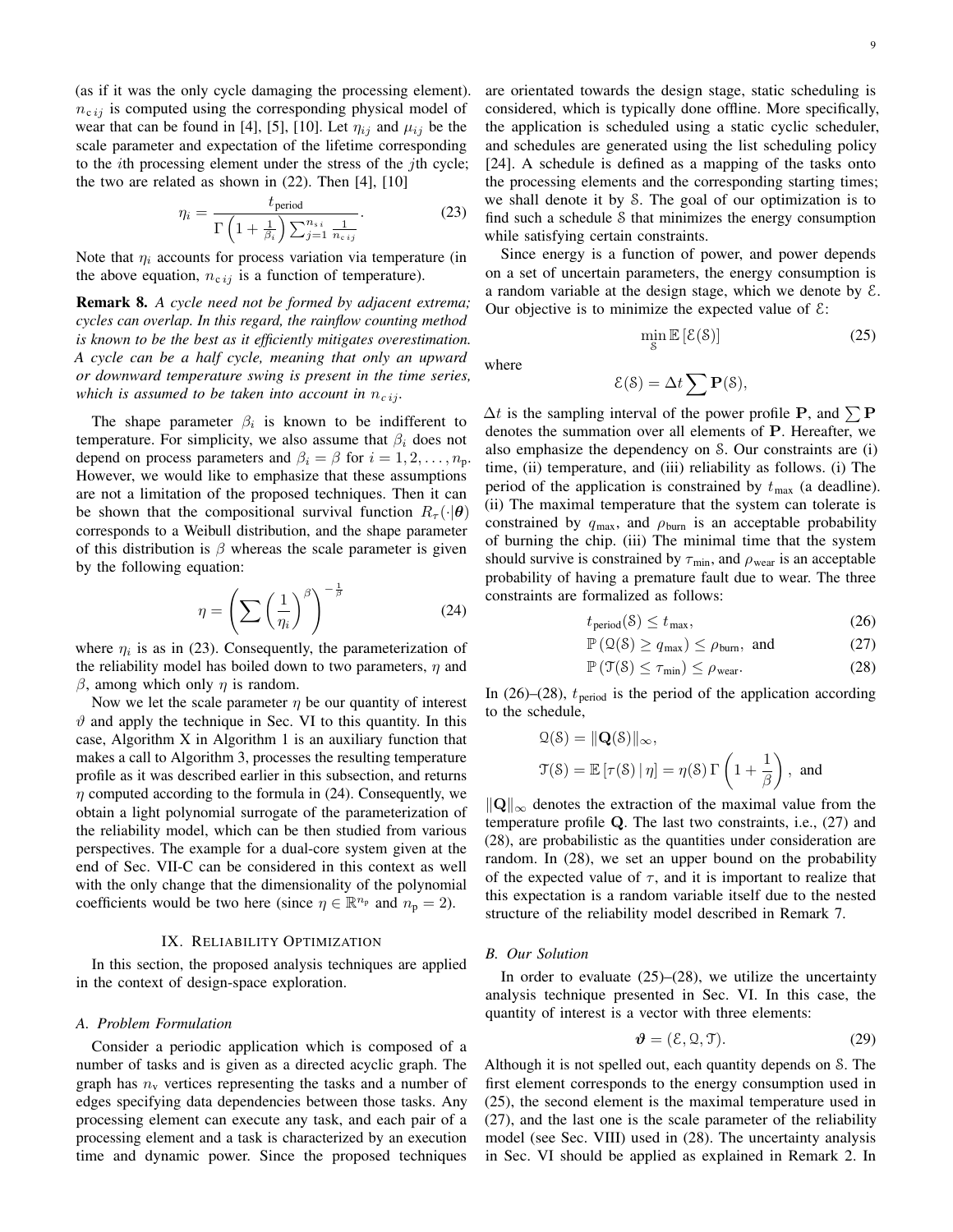(as if it was the only cycle damaging the processing element). $n_{c\,ij}$ is computed using the corresponding physical model of wear that can be found in [4], [5], [10]. Let $\eta_{ij}$ and $\mu_{ij}$ be the scale parameter and expectation of the lifetime corresponding to the $i$th processing element under the stress of the $j$th cycle; the two are related as shown in (22). Then [4], [10]

$$\eta_i = \frac{t_{\text{period}}}{\Gamma\left(1 + \frac{1}{\beta_i}\right) \sum_{j=1}^{n_{s\,i}} \frac{1}{n_{c\,ij}}}. \tag{23}$$

Note that $\eta_i$ accounts for process variation via temperature (in the above equation, $n_{c\,ij}$ is a function of temperature).

**Remark 8.** *A cycle need not be formed by adjacent extrema; cycles can overlap. In this regard, the rainflow counting method is known to be the best as it efficiently mitigates overestimation. A cycle can be a half cycle, meaning that only an upward or downward temperature swing is present in the time series, which is assumed to be taken into account in* $n_{c\,ij}$.

The shape parameter $\beta_i$ is known to be indifferent to temperature. For simplicity, we also assume that $\beta_i$ does not depend on process parameters and $\beta_i = \beta$ for $i = 1, 2, \dots, n_\text{p}$. However, we would like to emphasize that these assumptions are not a limitation of the proposed techniques. Then it can be shown that the compositional survival function $R_\tau(\cdot|\boldsymbol{\theta})$ corresponds to a Weibull distribution, and the shape parameter of this distribution is $\beta$ whereas the scale parameter is given by the following equation:

$$\eta = \left( \sum \left( \frac{1}{\eta_i} \right)^{\beta} \right)^{-\frac{1}{\beta}} \tag{24}$$

where $\eta_i$ is as in (23). Consequently, the parameterization of the reliability model has boiled down to two parameters, $\eta$ and $\beta$, among which only $\eta$ is random.

Now we let the scale parameter $\eta$ be our quantity of interest $\vartheta$ and apply the technique in Sec. VI to this quantity. In this case, Algorithm X in Algorithm 1 is an auxiliary function that makes a call to Algorithm 3, processes the resulting temperature profile as it was described earlier in this subsection, and returns $\eta$ computed according to the formula in (24). Consequently, we obtain a light polynomial surrogate of the parameterization of the reliability model, which can be then studied from various perspectives. The example for a dual-core system given at the end of Sec. VII-C can be considered in this context as well with the only change that the dimensionality of the polynomial coefficients would be two here (since $\eta \in \mathbb{R}^{n_\text{p}}$ and $n_\text{p} = 2$).

## IX. Reliability Optimization

In this section, the proposed analysis techniques are applied in the context of design-space exploration.

### A. Problem Formulation

Consider a periodic application which is composed of a number of tasks and is given as a directed acyclic graph. The graph has $n_\text{v}$ vertices representing the tasks and a number of edges specifying data dependencies between those tasks. Any processing element can execute any task, and each pair of a processing element and a task is characterized by an execution time and dynamic power. Since the proposed techniques are orientated towards the design stage, static scheduling is considered, which is typically done offline. More specifically, the application is scheduled using a static cyclic scheduler, and schedules are generated using the list scheduling policy [24]. A schedule is defined as a mapping of the tasks onto the processing elements and the corresponding starting times; we shall denote it by $\mathcal{S}$. The goal of our optimization is to find such a schedule $\mathcal{S}$ that minimizes the energy consumption while satisfying certain constraints.

Since energy is a function of power, and power depends on a set of uncertain parameters, the energy consumption is a random variable at the design stage, which we denote by $\mathcal{E}$. Our objective is to minimize the expected value of $\mathcal{E}$:

$$\min_{\mathcal{S}} \mathbb{E}\left[\mathcal{E}(\mathcal{S})\right] \tag{25}$$

where

$$\mathcal{E}(\mathcal{S}) = \Delta t \sum \mathbf{P}(\mathcal{S}),$$

$\Delta t$ is the sampling interval of the power profile $\mathbf{P}$, and $\sum \mathbf{P}$ denotes the summation over all elements of $\mathbf{P}$. Hereafter, we also emphasize the dependency on $\mathcal{S}$. Our constraints are (i) time, (ii) temperature, and (iii) reliability as follows. (i) The period of the application is constrained by $t_\text{max}$ (a deadline). (ii) The maximal temperature that the system can tolerate is constrained by $q_\text{max}$, and $\rho_\text{burn}$ is an acceptable probability of burning the chip. (iii) The minimal time that the system should survive is constrained by $\tau_\text{min}$, and $\rho_\text{wear}$ is an acceptable probability of having a premature fault due to wear. The three constraints are formalized as follows:

$$t_\text{period}(\mathcal{S}) \leq t_\text{max}, \tag{26}$$

$$\mathbb{P}\left(\mathcal{Q}(\mathcal{S}) \geq q_\text{max}\right) \leq \rho_\text{burn}, \text{ and} \tag{27}$$

$$\mathbb{P}\left(\mathcal{T}(\mathcal{S}) \leq \tau_\text{min}\right) \leq \rho_\text{wear}. \tag{28}$$

In (26)–(28), $t_\text{period}$ is the period of the application according to the schedule,

$$\mathcal{Q}(\mathcal{S}) = \|\mathbf{Q}(\mathcal{S})\|_\infty,$$

$$\mathcal{T}(\mathcal{S}) = \mathbb{E}\left[\tau(\mathcal{S}) \,|\, \eta\right] = \eta(\mathcal{S})\, \Gamma\left(1 + \frac{1}{\beta}\right), \text{ and}$$

$\|\mathbf{Q}\|_\infty$ denotes the extraction of the maximal value from the temperature profile $\mathbf{Q}$. The last two constraints, i.e., (27) and (28), are probabilistic as the quantities under consideration are random. In (28), we set an upper bound on the probability of the expected value of $\tau$, and it is important to realize that this expectation is a random variable itself due to the nested structure of the reliability model described in Remark 7.

### B. Our Solution

In order to evaluate (25)–(28), we utilize the uncertainty analysis technique presented in Sec. VI. In this case, the quantity of interest is a vector with three elements:

$$\boldsymbol{\vartheta} = (\mathcal{E}, \mathcal{Q}, \mathcal{T}). \tag{29}$$

Although it is not spelled out, each quantity depends on $\mathcal{S}$. The first element corresponds to the energy consumption used in (25), the second element is the maximal temperature used in (27), and the last one is the scale parameter of the reliability model (see Sec. VIII) used in (28). The uncertainty analysis in Sec. VI should be applied as explained in Remark 2. In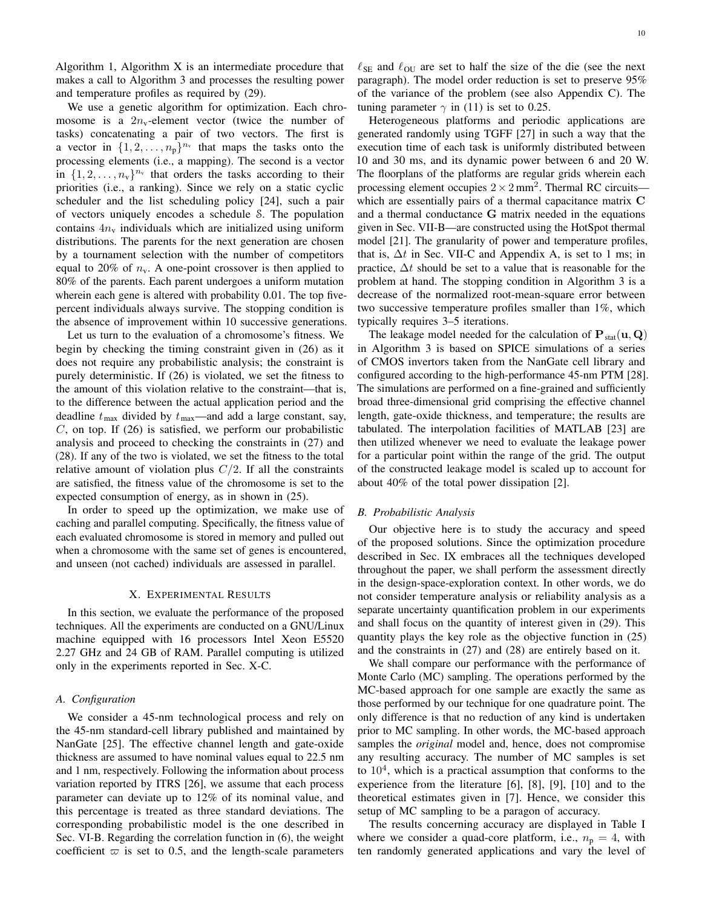Algorithm 1, Algorithm X is an intermediate procedure that makes a call to Algorithm 3 and processes the resulting power and temperature profiles as required by (29).

We use a genetic algorithm for optimization. Each chromosome is a $2n_\mathrm{v}$-element vector (twice the number of tasks) concatenating a pair of two vectors. The first is a vector in $\{1, 2, \dots, n_\mathrm{p}\}^{n_\mathrm{v}}$ that maps the tasks onto the processing elements (i.e., a mapping). The second is a vector in $\{1, 2, \dots, n_\mathrm{v}\}^{n_\mathrm{v}}$ that orders the tasks according to their priorities (i.e., a ranking). Since we rely on a static cyclic scheduler and the list scheduling policy [24], such a pair of vectors uniquely encodes a schedule $\mathcal{S}$. The population contains $4n_\mathrm{v}$ individuals which are initialized using uniform distributions. The parents for the next generation are chosen by a tournament selection with the number of competitors equal to 20% of $n_\mathrm{v}$. A one-point crossover is then applied to 80% of the parents. Each parent undergoes a uniform mutation wherein each gene is altered with probability 0.01. The top five-percent individuals always survive. The stopping condition is the absence of improvement within 10 successive generations.

Let us turn to the evaluation of a chromosome's fitness. We begin by checking the timing constraint given in (26) as it does not require any probabilistic analysis; the constraint is purely deterministic. If (26) is violated, we set the fitness to the amount of this violation relative to the constraint—that is, to the difference between the actual application period and the deadline $t_{\max}$ divided by $t_{\max}$—and add a large constant, say, $C$, on top. If (26) is satisfied, we perform our probabilistic analysis and proceed to checking the constraints in (27) and (28). If any of the two is violated, we set the fitness to the total relative amount of violation plus $C/2$. If all the constraints are satisfied, the fitness value of the chromosome is set to the expected consumption of energy, as in shown in (25).

In order to speed up the optimization, we make use of caching and parallel computing. Specifically, the fitness value of each evaluated chromosome is stored in memory and pulled out when a chromosome with the same set of genes is encountered, and unseen (not cached) individuals are assessed in parallel.

## X. Experimental Results

In this section, we evaluate the performance of the proposed techniques. All the experiments are conducted on a GNU/Linux machine equipped with 16 processors Intel Xeon E5520 2.27 GHz and 24 GB of RAM. Parallel computing is utilized only in the experiments reported in Sec. X-C.

### A. Configuration

We consider a 45-nm technological process and rely on the 45-nm standard-cell library published and maintained by NanGate [25]. The effective channel length and gate-oxide thickness are assumed to have nominal values equal to 22.5 nm and 1 nm, respectively. Following the information about process variation reported by ITRS [26], we assume that each process parameter can deviate up to 12% of its nominal value, and this percentage is treated as three standard deviations. The corresponding probabilistic model is the one described in Sec. VI-B. Regarding the correlation function in (6), the weight coefficient $\varpi$ is set to 0.5, and the length-scale parameters $\ell_\mathrm{SE}$ and $\ell_\mathrm{OU}$ are set to half the size of the die (see the next paragraph). The model order reduction is set to preserve 95% of the variance of the problem (see also Appendix C). The tuning parameter $\gamma$ in (11) is set to 0.25.

Heterogeneous platforms and periodic applications are generated randomly using TGFF [27] in such a way that the execution time of each task is uniformly distributed between 10 and 30 ms, and its dynamic power between 6 and 20 W. The floorplans of the platforms are regular grids wherein each processing element occupies $2 \times 2\,\mathrm{mm}^2$. Thermal RC circuits—which are essentially pairs of a thermal capacitance matrix $\mathbf{C}$ and a thermal conductance $\mathbf{G}$ matrix needed in the equations given in Sec. VII-B—are constructed using the HotSpot thermal model [21]. The granularity of power and temperature profiles, that is, $\Delta t$ in Sec. VII-C and Appendix A, is set to 1 ms; in practice, $\Delta t$ should be set to a value that is reasonable for the problem at hand. The stopping condition in Algorithm 3 is a decrease of the normalized root-mean-square error between two successive temperature profiles smaller than 1%, which typically requires 3–5 iterations.

The leakage model needed for the calculation of $\mathbf{P}_\mathrm{stat}(\mathbf{u}, \mathbf{Q})$ in Algorithm 3 is based on SPICE simulations of a series of CMOS invertors taken from the NanGate cell library and configured according to the high-performance 45-nm PTM [28]. The simulations are performed on a fine-grained and sufficiently broad three-dimensional grid comprising the effective channel length, gate-oxide thickness, and temperature; the results are tabulated. The interpolation facilities of MATLAB [23] are then utilized whenever we need to evaluate the leakage power for a particular point within the range of the grid. The output of the constructed leakage model is scaled up to account for about 40% of the total power dissipation [2].

### B. Probabilistic Analysis

Our objective here is to study the accuracy and speed of the proposed solutions. Since the optimization procedure described in Sec. IX embraces all the techniques developed throughout the paper, we shall perform the assessment directly in the design-space-exploration context. In other words, we do not consider temperature analysis or reliability analysis as a separate uncertainty quantification problem in our experiments and shall focus on the quantity of interest given in (29). This quantity plays the key role as the objective function in (25) and the constraints in (27) and (28) are entirely based on it.

We shall compare our performance with the performance of Monte Carlo (MC) sampling. The operations performed by the MC-based approach for one sample are exactly the same as those performed by our technique for one quadrature point. The only difference is that no reduction of any kind is undertaken prior to MC sampling. In other words, the MC-based approach samples the *original* model and, hence, does not compromise any resulting accuracy. The number of MC samples is set to $10^4$, which is a practical assumption that conforms to the experience from the literature [6], [8], [9], [10] and to the theoretical estimates given in [7]. Hence, we consider this setup of MC sampling to be a paragon of accuracy.

The results concerning accuracy are displayed in Table I where we consider a quad-core platform, i.e., $n_\mathrm{p} = 4$, with ten randomly generated applications and vary the level of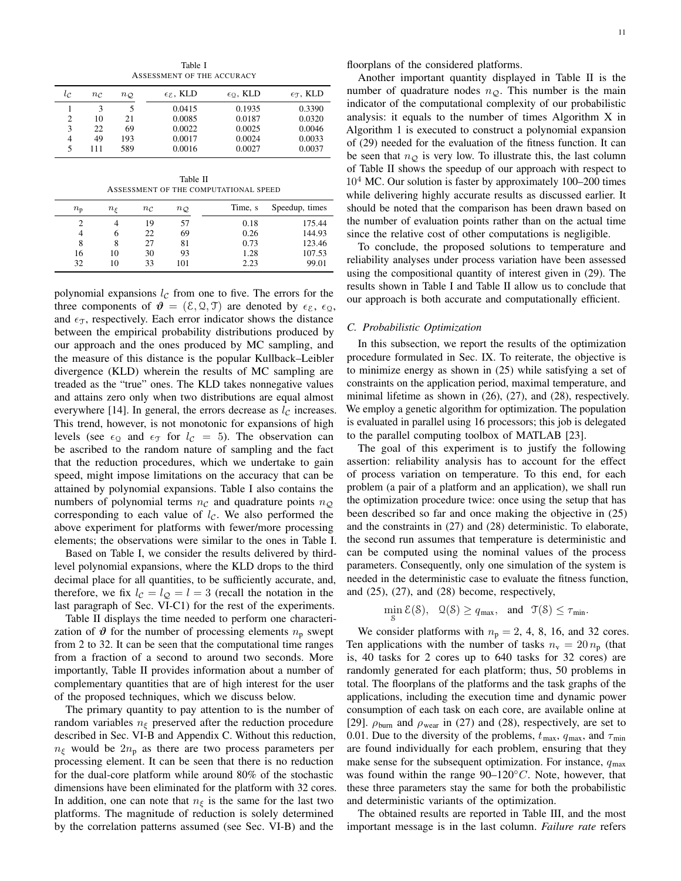Table I
ASSESSMENT OF THE ACCURACY

| $l_{\mathcal{C}}$ | $n_{\mathcal{C}}$ | $n_{\mathcal{Q}}$ | $\epsilon_{\mathcal{E}}$, KLD | $\epsilon_{\mathcal{Q}}$, KLD | $\epsilon_{\mathcal{T}}$, KLD |
|---|---|---|---|---|---|
| 1 | 3 | 5 | 0.0415 | 0.1935 | 0.3390 |
| 2 | 10 | 21 | 0.0085 | 0.0187 | 0.0320 |
| 3 | 22 | 69 | 0.0022 | 0.0025 | 0.0046 |
| 4 | 49 | 193 | 0.0017 | 0.0024 | 0.0033 |
| 5 | 111 | 589 | 0.0016 | 0.0027 | 0.0037 |

Table II
ASSESSMENT OF THE COMPUTATIONAL SPEED

| $n_{\mathrm{p}}$ | $n_{\xi}$ | $n_{\mathcal{C}}$ | $n_{\mathcal{Q}}$ | Time, s | Speedup, times |
|---|---|---|---|---|---|
| 2 | 4 | 19 | 57 | 0.18 | 175.44 |
| 4 | 6 | 22 | 69 | 0.26 | 144.93 |
| 8 | 8 | 27 | 81 | 0.73 | 123.46 |
| 16 | 10 | 30 | 93 | 1.28 | 107.53 |
| 32 | 10 | 33 | 101 | 2.23 | 99.01 |

polynomial expansions $l_{\mathcal{C}}$ from one to five. The errors for the three components of $\boldsymbol{\vartheta} = (\mathcal{E}, \mathcal{Q}, \mathcal{T})$ are denoted by $\epsilon_{\mathcal{E}}$, $\epsilon_{\mathcal{Q}}$, and $\epsilon_{\mathcal{T}}$, respectively. Each error indicator shows the distance between the empirical probability distributions produced by our approach and the ones produced by MC sampling, and the measure of this distance is the popular Kullback–Leibler divergence (KLD) wherein the results of MC sampling are treaded as the "true" ones. The KLD takes nonnegative values and attains zero only when two distributions are equal almost everywhere [14]. In general, the errors decrease as $l_{\mathcal{C}}$ increases. This trend, however, is not monotonic for expansions of high levels (see $\epsilon_{\mathcal{Q}}$ and $\epsilon_{\mathcal{T}}$ for $l_{\mathcal{C}} = 5$). The observation can be ascribed to the random nature of sampling and the fact that the reduction procedures, which we undertake to gain speed, might impose limitations on the accuracy that can be attained by polynomial expansions. Table I also contains the numbers of polynomial terms $n_{\mathcal{C}}$ and quadrature points $n_{\mathcal{Q}}$ corresponding to each value of $l_{\mathcal{C}}$. We also performed the above experiment for platforms with fewer/more processing elements; the observations were similar to the ones in Table I.

Based on Table I, we consider the results delivered by third-level polynomial expansions, where the KLD drops to the third decimal place for all quantities, to be sufficiently accurate, and, therefore, we fix $l_{\mathcal{C}} = l_{\mathcal{Q}} = l = 3$ (recall the notation in the last paragraph of Sec. VI-C1) for the rest of the experiments.

Table II displays the time needed to perform one characterization of $\boldsymbol{\vartheta}$ for the number of processing elements $n_{\mathrm{p}}$ swept from 2 to 32. It can be seen that the computational time ranges from a fraction of a second to around two seconds. More importantly, Table II provides information about a number of complementary quantities that are of high interest for the user of the proposed techniques, which we discuss below.

The primary quantity to pay attention to is the number of random variables $n_{\xi}$ preserved after the reduction procedure described in Sec. VI-B and Appendix C. Without this reduction, $n_{\xi}$ would be $2n_{\mathrm{p}}$ as there are two process parameters per processing element. It can be seen that there is no reduction for the dual-core platform while around 80% of the stochastic dimensions have been eliminated for the platform with 32 cores. In addition, one can note that $n_{\xi}$ is the same for the last two platforms. The magnitude of reduction is solely determined by the correlation patterns assumed (see Sec. VI-B) and the floorplans of the considered platforms.

Another important quantity displayed in Table II is the number of quadrature nodes $n_{\mathcal{Q}}$. This number is the main indicator of the computational complexity of our probabilistic analysis: it equals to the number of times Algorithm X in Algorithm 1 is executed to construct a polynomial expansion of (29) needed for the evaluation of the fitness function. It can be seen that $n_{\mathcal{Q}}$ is very low. To illustrate this, the last column of Table II shows the speedup of our approach with respect to $10^4$ MC. Our solution is faster by approximately 100–200 times while delivering highly accurate results as discussed earlier. It should be noted that the comparison has been drawn based on the number of evaluation points rather than on the actual time since the relative cost of other computations is negligible.

To conclude, the proposed solutions to temperature and reliability analyses under process variation have been assessed using the compositional quantity of interest given in (29). The results shown in Table I and Table II allow us to conclude that our approach is both accurate and computationally efficient.

### C. Probabilistic Optimization

In this subsection, we report the results of the optimization procedure formulated in Sec. IX. To reiterate, the objective is to minimize energy as shown in (25) while satisfying a set of constraints on the application period, maximal temperature, and minimal lifetime as shown in (26), (27), and (28), respectively. We employ a genetic algorithm for optimization. The population is evaluated in parallel using 16 processors; this job is delegated to the parallel computing toolbox of MATLAB [23].

The goal of this experiment is to justify the following assertion: reliability analysis has to account for the effect of process variation on temperature. To this end, for each problem (a pair of a platform and an application), we shall run the optimization procedure twice: once using the setup that has been described so far and once making the objective in (25) and the constraints in (27) and (28) deterministic. To elaborate, the second run assumes that temperature is deterministic and can be computed using the nominal values of the process parameters. Consequently, only one simulation of the system is needed in the deterministic case to evaluate the fitness function, and (25), (27), and (28) become, respectively,

$$\min_{\mathcal{S}} \mathcal{E}(\mathcal{S}), \quad \mathcal{Q}(\mathcal{S}) \geq q_{\max}, \quad \text{and} \quad \mathcal{T}(\mathcal{S}) \leq \tau_{\min}.$$

We consider platforms with $n_{\mathrm{p}} = 2$, 4, 8, 16, and 32 cores. Ten applications with the number of tasks $n_{\mathrm{v}} = 20\, n_{\mathrm{p}}$ (that is, 40 tasks for 2 cores up to 640 tasks for 32 cores) are randomly generated for each platform; thus, 50 problems in total. The floorplans of the platforms and the task graphs of the applications, including the execution time and dynamic power consumption of each task on each core, are available online at [29]. $\rho_{\text{burn}}$ and $\rho_{\text{wear}}$ in (27) and (28), respectively, are set to 0.01. Due to the diversity of the problems, $t_{\max}$, $q_{\max}$, and $\tau_{\min}$ are found individually for each problem, ensuring that they make sense for the subsequent optimization. For instance, $q_{\max}$ was found within the range 90–120$^{\circ}C$. Note, however, that these three parameters stay the same for both the probabilistic and deterministic variants of the optimization.

The obtained results are reported in Table III, and the most important message is in the last column. *Failure rate* refers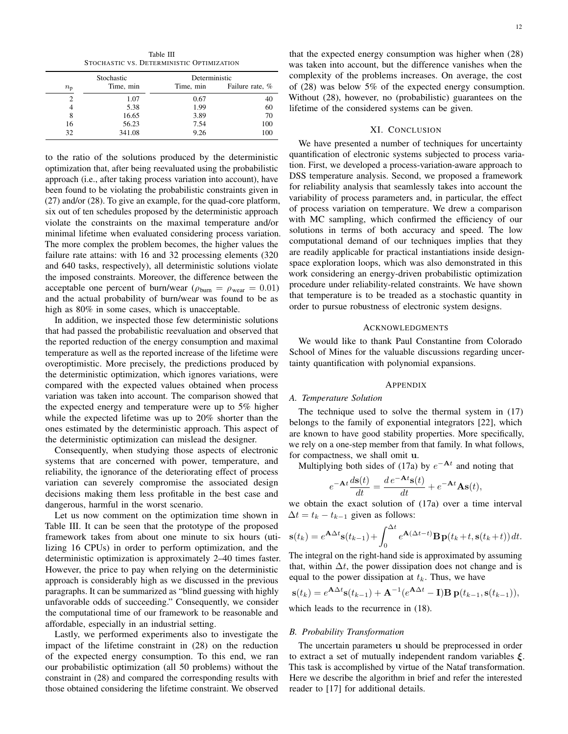Table III
STOCHASTIC VS. DETERMINISTIC OPTIMIZATION

| $n_\mathrm{p}$ | Stochastic Time, min | Deterministic Time, min | Deterministic Failure rate, % |
|---|---|---|---|
| 2 | 1.07 | 0.67 | 40 |
| 4 | 5.38 | 1.99 | 60 |
| 8 | 16.65 | 3.89 | 70 |
| 16 | 56.23 | 7.54 | 100 |
| 32 | 341.08 | 9.26 | 100 |

to the ratio of the solutions produced by the deterministic optimization that, after being reevaluated using the probabilistic approach (i.e., after taking process variation into account), have been found to be violating the probabilistic constraints given in (27) and/or (28). To give an example, for the quad-core platform, six out of ten schedules proposed by the deterministic approach violate the constraints on the maximal temperature and/or minimal lifetime when evaluated considering process variation. The more complex the problem becomes, the higher values the failure rate attains: with 16 and 32 processing elements (320 and 640 tasks, respectively), all deterministic solutions violate the imposed constraints. Moreover, the difference between the acceptable one percent of burn/wear ($\rho_\mathrm{burn} = \rho_\mathrm{wear} = 0.01$) and the actual probability of burn/wear was found to be as high as 80% in some cases, which is unacceptable.

In addition, we inspected those few deterministic solutions that had passed the probabilistic reevaluation and observed that the reported reduction of the energy consumption and maximal temperature as well as the reported increase of the lifetime were overoptimistic. More precisely, the predictions produced by the deterministic optimization, which ignores variations, were compared with the expected values obtained when process variation was taken into account. The comparison showed that the expected energy and temperature were up to 5% higher while the expected lifetime was up to 20% shorter than the ones estimated by the deterministic approach. This aspect of the deterministic optimization can mislead the designer.

Consequently, when studying those aspects of electronic systems that are concerned with power, temperature, and reliability, the ignorance of the deteriorating effect of process variation can severely compromise the associated design decisions making them less profitable in the best case and dangerous, harmful in the worst scenario.

Let us now comment on the optimization time shown in Table III. It can be seen that the prototype of the proposed framework takes from about one minute to six hours (utilizing 16 CPUs) in order to perform optimization, and the deterministic optimization is approximately 2–40 times faster. However, the price to pay when relying on the deterministic approach is considerably high as we discussed in the previous paragraphs. It can be summarized as "blind guessing with highly unfavorable odds of succeeding." Consequently, we consider the computational time of our framework to be reasonable and affordable, especially in an industrial setting.

Lastly, we performed experiments also to investigate the impact of the lifetime constraint in (28) on the reduction of the expected energy consumption. To this end, we ran our probabilistic optimization (all 50 problems) without the constraint in (28) and compared the corresponding results with those obtained considering the lifetime constraint. We observed that the expected energy consumption was higher when (28) was taken into account, but the difference vanishes when the complexity of the problems increases. On average, the cost of (28) was below 5% of the expected energy consumption. Without (28), however, no (probabilistic) guarantees on the lifetime of the considered systems can be given.

## XI. CONCLUSION

We have presented a number of techniques for uncertainty quantification of electronic systems subjected to process variation. First, we developed a process-variation-aware approach to DSS temperature analysis. Second, we proposed a framework for reliability analysis that seamlessly takes into account the variability of process parameters and, in particular, the effect of process variation on temperature. We drew a comparison with MC sampling, which confirmed the efficiency of our solutions in terms of both accuracy and speed. The low computational demand of our techniques implies that they are readily applicable for practical instantiations inside design-space exploration loops, which was also demonstrated in this work considering an energy-driven probabilistic optimization procedure under reliability-related constraints. We have shown that temperature is to be treaded as a stochastic quantity in order to pursue robustness of electronic system designs.

## ACKNOWLEDGMENTS

We would like to thank Paul Constantine from Colorado School of Mines for the valuable discussions regarding uncertainty quantification with polynomial expansions.

## APPENDIX

### A. Temperature Solution

The technique used to solve the thermal system in (17) belongs to the family of exponential integrators [22], which are known to have good stability properties. More specifically, we rely on a one-step member from that family. In what follows, for compactness, we shall omit $\mathbf{u}$.

Multiplying both sides of (17a) by $e^{-\mathbf{A}t}$ and noting that

$$e^{-\mathbf{A}t}\frac{d\mathbf{s}(t)}{dt} = \frac{d\, e^{-\mathbf{A}t}\mathbf{s}(t)}{dt} + e^{-\mathbf{A}t}\mathbf{A}\mathbf{s}(t),$$

we obtain the exact solution of (17a) over a time interval $\Delta t = t_k - t_{k-1}$ given as follows:

$$\mathbf{s}(t_k) = e^{\mathbf{A}\Delta t}\mathbf{s}(t_{k-1}) + \int_0^{\Delta t} e^{\mathbf{A}(\Delta t - t)}\mathbf{B}\,\mathbf{p}(t_k + t, \mathbf{s}(t_k + t))\,dt.$$

The integral on the right-hand side is approximated by assuming that, within $\Delta t$, the power dissipation does not change and is equal to the power dissipation at $t_k$. Thus, we have

$$\mathbf{s}(t_k) = e^{\mathbf{A}\Delta t}\mathbf{s}(t_{k-1}) + \mathbf{A}^{-1}(e^{\mathbf{A}\Delta t} - \mathbf{I})\mathbf{B}\,\mathbf{p}(t_{k-1}, \mathbf{s}(t_{k-1})),$$

which leads to the recurrence in (18).

### B. Probability Transformation

The uncertain parameters $\mathbf{u}$ should be preprocessed in order to extract a set of mutually independent random variables $\boldsymbol{\xi}$. This task is accomplished by virtue of the Nataf transformation. Here we describe the algorithm in brief and refer the interested reader to [17] for additional details.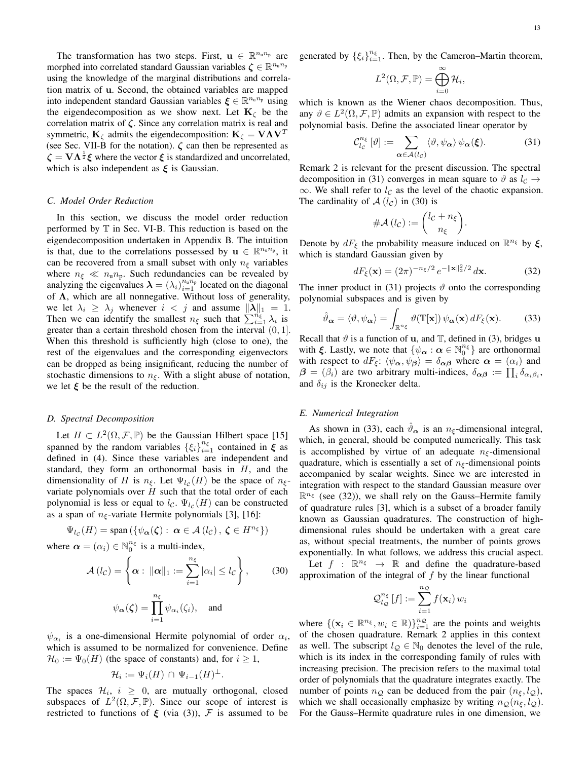The transformation has two steps. First, $\mathbf{u} \in \mathbb{R}^{n_u n_p}$ are morphed into correlated standard Gaussian variables $\boldsymbol{\zeta} \in \mathbb{R}^{n_u n_p}$ using the knowledge of the marginal distributions and correlation matrix of $\mathbf{u}$. Second, the obtained variables are mapped into independent standard Gaussian variables $\boldsymbol{\xi} \in \mathbb{R}^{n_u n_p}$ using the eigendecomposition as we show next. Let $\mathbf{K}_\zeta$ be the correlation matrix of $\boldsymbol{\zeta}$. Since any correlation matrix is real and symmetric, $\mathbf{K}_\zeta$ admits the eigendecomposition: $\mathbf{K}_\zeta = \mathbf{V}\boldsymbol{\Lambda}\mathbf{V}^T$ (see Sec. VII-B for the notation). $\boldsymbol{\zeta}$ can then be represented as $\boldsymbol{\zeta} = \mathbf{V}\boldsymbol{\Lambda}^{\frac{1}{2}}\boldsymbol{\xi}$ where the vector $\boldsymbol{\xi}$ is standardized and uncorrelated, which is also independent as $\boldsymbol{\xi}$ is Gaussian.

### C. Model Order Reduction

In this section, we discuss the model order reduction performed by $\mathbb{T}$ in Sec. VI-B. This reduction is based on the eigendecomposition undertaken in Appendix B. The intuition is that, due to the correlations possessed by $\mathbf{u} \in \mathbb{R}^{n_u n_p}$, it can be recovered from a small subset with only $n_\xi$ variables where $n_\xi \ll n_u n_p$. Such redundancies can be revealed by analyzing the eigenvalues $\boldsymbol{\lambda} = (\lambda_i)_{i=1}^{n_u n_p}$ located on the diagonal of $\boldsymbol{\Lambda}$, which are all nonnegative. Without loss of generality, we let $\lambda_i \geq \lambda_j$ whenever $i < j$ and assume $\|\boldsymbol{\lambda}\|_1 = 1$. Then we can identify the smallest $n_\xi$ such that $\sum_{i=1}^{n_\xi} \lambda_i$ is greater than a certain threshold chosen from the interval $(0, 1]$. When this threshold is sufficiently high (close to one), the rest of the eigenvalues and the corresponding eigenvectors can be dropped as being insignificant, reducing the number of stochastic dimensions to $n_\xi$. With a slight abuse of notation, we let $\boldsymbol{\xi}$ be the result of the reduction.

### D. Spectral Decomposition

Let $H \subset L^2(\Omega, \mathcal{F}, \mathbb{P})$ be the Gaussian Hilbert space [15] spanned by the random variables $\{\xi_i\}_{i=1}^{n_\xi}$ contained in $\boldsymbol{\xi}$ as defined in (4). Since these variables are independent and standard, they form an orthonormal basis in $H$, and the dimensionality of $H$ is $n_\xi$. Let $\Psi_{l_\mathcal{C}}(H)$ be the space of $n_\xi$-variate polynomials over $H$ such that the total order of each polynomial is less or equal to $l_\mathcal{C}$. $\Psi_{l_\mathcal{C}}(H)$ can be constructed as a span of $n_\xi$-variate Hermite polynomials [3], [16]:

$$\Psi_{l_\mathcal{C}}(H) = \operatorname{span}\left(\{\psi_{\boldsymbol{\alpha}}(\boldsymbol{\zeta}) : \, \boldsymbol{\alpha} \in \mathcal{A}(l_\mathcal{C}), \, \boldsymbol{\zeta} \in H^{n_\xi}\}\right)$$

where $\boldsymbol{\alpha} = (\alpha_i) \in \mathbb{N}_0^{n_\xi}$ is a multi-index,

$$\mathcal{A}(l_\mathcal{C}) = \left\{\boldsymbol{\alpha} : \, \|\boldsymbol{\alpha}\|_1 := \sum_{i=1}^{n_\xi} |\alpha_i| \leq l_\mathcal{C}\right\}, \tag{30}$$

$$\psi_{\boldsymbol{\alpha}}(\boldsymbol{\zeta}) = \prod_{i=1}^{n_\xi} \psi_{\alpha_i}(\zeta_i), \quad \text{and}$$

$\psi_{\alpha_i}$ is a one-dimensional Hermite polynomial of order $\alpha_i$, which is assumed to be normalized for convenience. Define $\mathcal{H}_0 := \Psi_0(H)$ (the space of constants) and, for $i \geq 1$,

$$\mathcal{H}_i := \Psi_i(H) \cap \Psi_{i-1}(H)^\perp.$$

The spaces $\mathcal{H}_i$, $i \geq 0$, are mutually orthogonal, closed subspaces of $L^2(\Omega, \mathcal{F}, \mathbb{P})$. Since our scope of interest is restricted to functions of $\boldsymbol{\xi}$ (via (3)), $\mathcal{F}$ is assumed to be generated by $\{\xi_i\}_{i=1}^{n_\xi}$. Then, by the Cameron–Martin theorem,

$$L^2(\Omega, \mathcal{F}, \mathbb{P}) = \bigoplus_{i=0}^{\infty} \mathcal{H}_i,$$

which is known as the Wiener chaos decomposition. Thus, any $\vartheta \in L^2(\Omega, \mathcal{F}, \mathbb{P})$ admits an expansion with respect to the polynomial basis. Define the associated linear operator by

$$\mathcal{C}_{l_\mathcal{C}}^{n_\xi}[\vartheta] := \sum_{\boldsymbol{\alpha} \in \mathcal{A}(l_\mathcal{C})} \langle \vartheta, \psi_{\boldsymbol{\alpha}} \rangle \, \psi_{\boldsymbol{\alpha}}(\boldsymbol{\xi}). \tag{31}$$

Remark 2 is relevant for the present discussion. The spectral decomposition in (31) converges in mean square to $\vartheta$ as $l_\mathcal{C} \to \infty$. We shall refer to $l_\mathcal{C}$ as the level of the chaotic expansion. The cardinality of $\mathcal{A}(l_\mathcal{C})$ in (30) is

$$\#\mathcal{A}(l_\mathcal{C}) := \binom{l_\mathcal{C} + n_\xi}{n_\xi}.$$

Denote by $dF_\xi$ the probability measure induced on $\mathbb{R}^{n_\xi}$ by $\boldsymbol{\xi}$, which is standard Gaussian given by

$$dF_\xi(\mathbf{x}) = (2\pi)^{-n_\xi/2} \, e^{-\|\mathbf{x}\|_2^2/2} \, d\mathbf{x}. \tag{32}$$

The inner product in (31) projects $\vartheta$ onto the corresponding polynomial subspaces and is given by

$$\hat{\vartheta}_{\boldsymbol{\alpha}} = \langle \vartheta, \psi_{\boldsymbol{\alpha}} \rangle = \int_{\mathbb{R}^{n_\xi}} \vartheta(\mathbb{T}[\mathbf{x}]) \, \psi_{\boldsymbol{\alpha}}(\mathbf{x}) \, dF_\xi(\mathbf{x}). \tag{33}$$

Recall that $\vartheta$ is a function of $\mathbf{u}$, and $\mathbb{T}$, defined in (3), bridges $\mathbf{u}$ with $\boldsymbol{\xi}$. Lastly, we note that $\{\psi_{\boldsymbol{\alpha}} : \boldsymbol{\alpha} \in \mathbb{N}_0^{n_\xi}\}$ are orthonormal with respect to $dF_\xi$: $\langle \psi_{\boldsymbol{\alpha}}, \psi_{\boldsymbol{\beta}} \rangle = \delta_{\boldsymbol{\alpha}\boldsymbol{\beta}}$ where $\boldsymbol{\alpha} = (\alpha_i)$ and $\boldsymbol{\beta} = (\beta_i)$ are two arbitrary multi-indices, $\delta_{\boldsymbol{\alpha}\boldsymbol{\beta}} := \prod_i \delta_{\alpha_i \beta_i}$, and $\delta_{ij}$ is the Kronecker delta.

### E. Numerical Integration

As shown in (33), each $\hat{\vartheta}_{\boldsymbol{\alpha}}$ is an $n_\xi$-dimensional integral, which, in general, should be computed numerically. This task is accomplished by virtue of an adequate $n_\xi$-dimensional quadrature, which is essentially a set of $n_\xi$-dimensional points accompanied by scalar weights. Since we are interested in integration with respect to the standard Gaussian measure over $\mathbb{R}^{n_\xi}$ (see (32)), we shall rely on the Gauss–Hermite family of quadrature rules [3], which is a subset of a broader family known as Gaussian quadratures. The construction of high-dimensional rules should be undertaken with a great care as, without special treatments, the number of points grows exponentially. In what follows, we address this crucial aspect.

Let $f : \mathbb{R}^{n_\xi} \to \mathbb{R}$ and define the quadrature-based approximation of the integral of $f$ by the linear functional

$$\mathcal{Q}_{l_\mathcal{Q}}^{n_\xi}[f] := \sum_{i=1}^{n_\mathcal{Q}} f(\mathbf{x}_i) \, w_i$$

where $\{(\mathbf{x}_i \in \mathbb{R}^{n_\xi}, w_i \in \mathbb{R})\}_{i=1}^{n_\mathcal{Q}}$ are the points and weights of the chosen quadrature. Remark 2 applies in this context as well. The subscript $l_\mathcal{Q} \in \mathbb{N}_0$ denotes the level of the rule, which is its index in the corresponding family of rules with increasing precision. The precision refers to the maximal total order of polynomials that the quadrature integrates exactly. The number of points $n_\mathcal{Q}$ can be deduced from the pair $(n_\xi, l_\mathcal{Q})$, which we shall occasionally emphasize by writing $n_\mathcal{Q}(n_\xi, l_\mathcal{Q})$. For the Gauss–Hermite quadrature rules in one dimension, we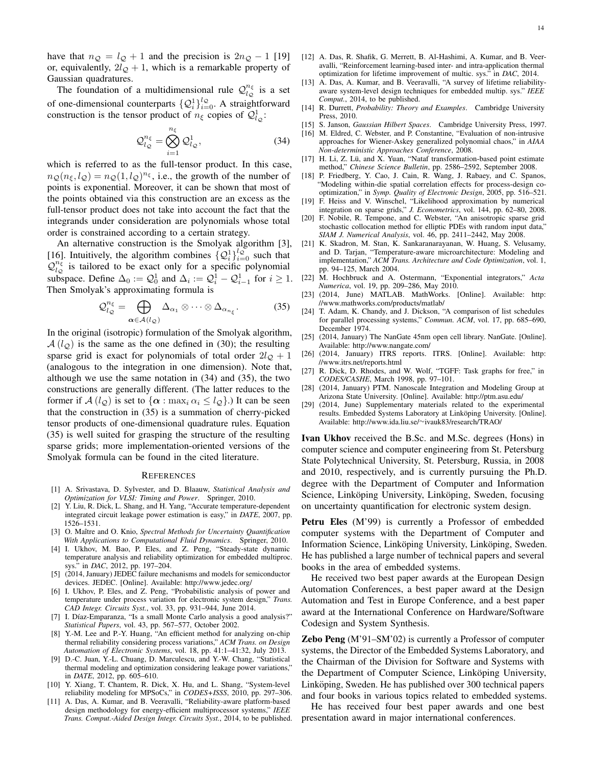have that $n_{\mathcal{Q}} = l_{\mathcal{Q}} + 1$ and the precision is $2n_{\mathcal{Q}} - 1$ [19] or, equivalently, $2l_{\mathcal{Q}} + 1$, which is a remarkable property of Gaussian quadratures.

The foundation of a multidimensional rule $\mathcal{Q}^{n_\xi}_{l_\mathcal{Q}}$ is a set of one-dimensional counterparts $\{\mathcal{Q}^1_i\}^{l_\mathcal{Q}}_{i=0}$. A straightforward construction is the tensor product of $n_\xi$ copies of $\mathcal{Q}^1_{l_\mathcal{Q}}$:

$$\mathcal{Q}^{n_\xi}_{l_\mathcal{Q}} = \bigotimes_{i=1}^{n_\xi} \mathcal{Q}^1_{l_\mathcal{Q}}, \tag{34}$$

which is referred to as the full-tensor product. In this case, $n_\mathcal{Q}(n_\xi, l_\mathcal{Q}) = n_\mathcal{Q}(1, l_\mathcal{Q})^{n_\xi}$, i.e., the growth of the number of points is exponential. Moreover, it can be shown that most of the points obtained via this construction are an excess as the full-tensor product does not take into account the fact that the integrands under consideration are polynomials whose total order is constrained according to a certain strategy.

An alternative construction is the Smolyak algorithm [3], [16]. Intuitively, the algorithm combines $\{\mathcal{Q}^1_i\}^{l_\mathcal{Q}}_{i=0}$ such that $\mathcal{Q}^{n_\xi}_{l_\mathcal{Q}}$ is tailored to be exact only for a specific polynomial subspace. Define $\Delta_0 := \mathcal{Q}^1_0$ and $\Delta_i := \mathcal{Q}^1_i - \mathcal{Q}^1_{i-1}$ for $i \geq 1$. Then Smolyak's approximating formula is

$$\mathcal{Q}^{n_\xi}_{l_\mathcal{Q}} = \bigoplus_{\boldsymbol{\alpha} \in \mathcal{A}(l_\mathcal{Q})} \Delta_{\alpha_1} \otimes \cdots \otimes \Delta_{\alpha_{n_\xi}}. \tag{35}$$

In the original (isotropic) formulation of the Smolyak algorithm, $\mathcal{A}(l_\mathcal{Q})$ is the same as the one defined in (30); the resulting sparse grid is exact for polynomials of total order $2l_\mathcal{Q} + 1$ (analogous to the integration in one dimension). Note that, although we use the same notation in (34) and (35), the two constructions are generally different. (The latter reduces to the former if $\mathcal{A}(l_\mathcal{Q})$ is set to $\{\boldsymbol{\alpha} : \max_i \alpha_i \leq l_\mathcal{Q}\}$.) It can be seen that the construction in (35) is a summation of cherry-picked tensor products of one-dimensional quadrature rules. Equation (35) is well suited for grasping the structure of the resulting sparse grids; more implementation-oriented versions of the Smolyak formula can be found in the cited literature.

## References

[1] A. Srivastava, D. Sylvester, and D. Blaauw, *Statistical Analysis and Optimization for VLSI: Timing and Power*. Springer, 2010.

[2] Y. Liu, R. Dick, L. Shang, and H. Yang, "Accurate temperature-dependent integrated circuit leakage power estimation is easy," in *DATE*, 2007, pp. 1526–1531.

[3] O. Maître and O. Knio, *Spectral Methods for Uncertainty Quantification With Applications to Computational Fluid Dynamics*. Springer, 2010.

[4] I. Ukhov, M. Bao, P. Eles, and Z. Peng, "Steady-state dynamic temperature analysis and reliability optimization for embedded multiproc. sys." in *DAC*, 2012, pp. 197–204.

[5] (2014, January) JEDEC failure mechanisms and models for semiconductor devices. JEDEC. [Online]. Available: http://www.jedec.org/

[6] I. Ukhov, P. Eles, and Z. Peng, "Probabilistic analysis of power and temperature under process variation for electronic system design," *Trans. CAD Integr. Circuits Syst.*, vol. 33, pp. 931–944, June 2014.

[7] I. Díaz-Emparanza, "Is a small Monte Carlo analysis a good analysis?" *Statistical Papers*, vol. 43, pp. 567–577, October 2002.

[8] Y.-M. Lee and P.-Y. Huang, "An efficient method for analyzing on-chip thermal reliability considering process variations," *ACM Trans. on Design Automation of Electronic Systems*, vol. 18, pp. 41:1–41:32, July 2013.

[9] D.-C. Juan, Y.-L. Chuang, D. Marculescu, and Y.-W. Chang, "Statistical thermal modeling and optimization considering leakage power variations," in *DATE*, 2012, pp. 605–610.

[10] Y. Xiang, T. Chantem, R. Dick, X. Hu, and L. Shang, "System-level reliability modeling for MPSoCs," in *CODES+ISSS*, 2010, pp. 297–306.

[11] A. Das, A. Kumar, and B. Veeravalli, "Reliability-aware platform-based design methodology for energy-efficient multiprocessor systems," *IEEE Trans. Comput.-Aided Design Integr. Circuits Syst.*, 2014, to be published.

[12] A. Das, R. Shafik, G. Merrett, B. Al-Hashimi, A. Kumar, and B. Veeravalli, "Reinforcement learning-based inter- and intra-application thermal optimization for lifetime improvement of multic. sys." in *DAC*, 2014.

[13] A. Das, A. Kumar, and B. Veeravalli, "A survey of lifetime reliability-aware system-level design techniques for embedded multip. sys." *IEEE Comput.*, 2014, to be published.

[14] R. Durrett, *Probability: Theory and Examples*. Cambridge University Press, 2010.

[15] S. Janson, *Gaussian Hilbert Spaces*. Cambridge University Press, 1997.

[16] M. Eldred, C. Webster, and P. Constantine, "Evaluation of non-intrusive approaches for Wiener-Askey generalized polynomial chaos," in *AIAA Non-deterministic Approaches Conference*, 2008.

[17] H. Li, Z. Lü, and X. Yuan, "Nataf transformation-based point estimate method," *Chinese Science Bulletin*, pp. 2586–2592, September 2008.

[18] P. Friedberg, Y. Cao, J. Cain, R. Wang, J. Rabaey, and C. Spanos, "Modeling within-die spatial correlation effects for process-design co-optimization," in *Symp. Quality of Electronic Design*, 2005, pp. 516–521.

[19] F. Heiss and V. Winschel, "Likelihood approximation by numerical integration on sparse grids," *J. Econometrics*, vol. 144, pp. 62–80, 2008.

[20] F. Nobile, R. Tempone, and C. Webster, "An anisotropic sparse grid stochastic collocation method for elliptic PDEs with random input data," *SIAM J. Numerical Analysis*, vol. 46, pp. 2411–2442, May 2008.

[21] K. Skadron, M. Stan, K. Sankaranarayanan, W. Huang, S. Velusamy, and D. Tarjan, "Temperature-aware microarchitecture: Modeling and implementation," *ACM Trans. Architecture and Code Optimization*, vol. 1, pp. 94–125, March 2004.

[22] M. Hochbruck and A. Ostermann, "Exponential integrators," *Acta Numerica*, vol. 19, pp. 209–286, May 2010.

[23] (2014, June) MATLAB. MathWorks. [Online]. Available: http://www.mathworks.com/products/matlab/

[24] T. Adam, K. Chandy, and J. Dickson, "A comparison of list schedules for parallel processing systems," *Commun. ACM*, vol. 17, pp. 685–690, December 1974.

[25] (2014, January) The NanGate 45nm open cell library. NanGate. [Online]. Available: http://www.nangate.com/

[26] (2014, January) ITRS reports. ITRS. [Online]. Available: http://www.itrs.net/reports.html

[27] R. Dick, D. Rhodes, and W. Wolf, "TGFF: Task graphs for free," in *CODES/CASHE*, March 1998, pp. 97–101.

[28] (2014, January) PTM. Nanoscale Integration and Modeling Group at Arizona State University. [Online]. Available: http://ptm.asu.edu/

[29] (2014, June) Supplementary materials related to the experimental results. Embedded Systems Laboratory at Linköping University. [Online]. Available: http://www.ida.liu.se/~ivauk83/research/TRAO/

**Ivan Ukhov** received the B.Sc. and M.Sc. degrees (Hons) in computer science and computer engineering from St. Petersburg State Polytechnical University, St. Petersburg, Russia, in 2008 and 2010, respectively, and is currently pursuing the Ph.D. degree with the Department of Computer and Information Science, Linköping University, Linköping, Sweden, focusing on uncertainty quantification for electronic system design.

**Petru Eles** (M'99) is currently a Professor of embedded computer systems with the Department of Computer and Information Science, Linköping University, Linköping, Sweden. He has published a large number of technical papers and several books in the area of embedded systems.

He received two best paper awards at the European Design Automation Conferences, a best paper award at the Design Automation and Test in Europe Conference, and a best paper award at the International Conference on Hardware/Software Codesign and System Synthesis.

**Zebo Peng** (M'91–SM'02) is currently a Professor of computer systems, the Director of the Embedded Systems Laboratory, and the Chairman of the Division for Software and Systems with the Department of Computer Science, Linköping University, Linköping, Sweden. He has published over 300 technical papers and four books in various topics related to embedded systems.

He has received four best paper awards and one best presentation award in major international conferences.